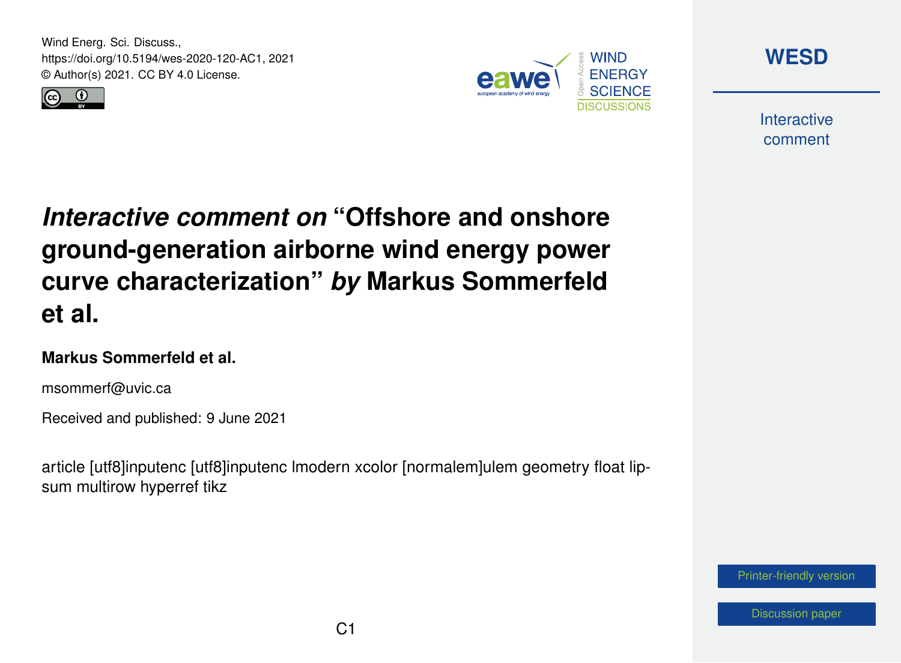Wind Energ. Sci. Discuss.,
https://doi.org/10.5194/wes-2020-120-AC1, 2021
© Author(s) 2021. CC BY 4.0 License.

# *Interactive comment on* "Offshore and onshore ground-generation airborne wind energy power curve characterization" *by* Markus Sommerfeld et al.

**Markus Sommerfeld et al.**

msommerf@uvic.ca

Received and published: 9 June 2021

article [utf8]inputenc [utf8]inputenc lmodern xcolor [normalem]ulem geometry float lipsum multirow hyperref tikz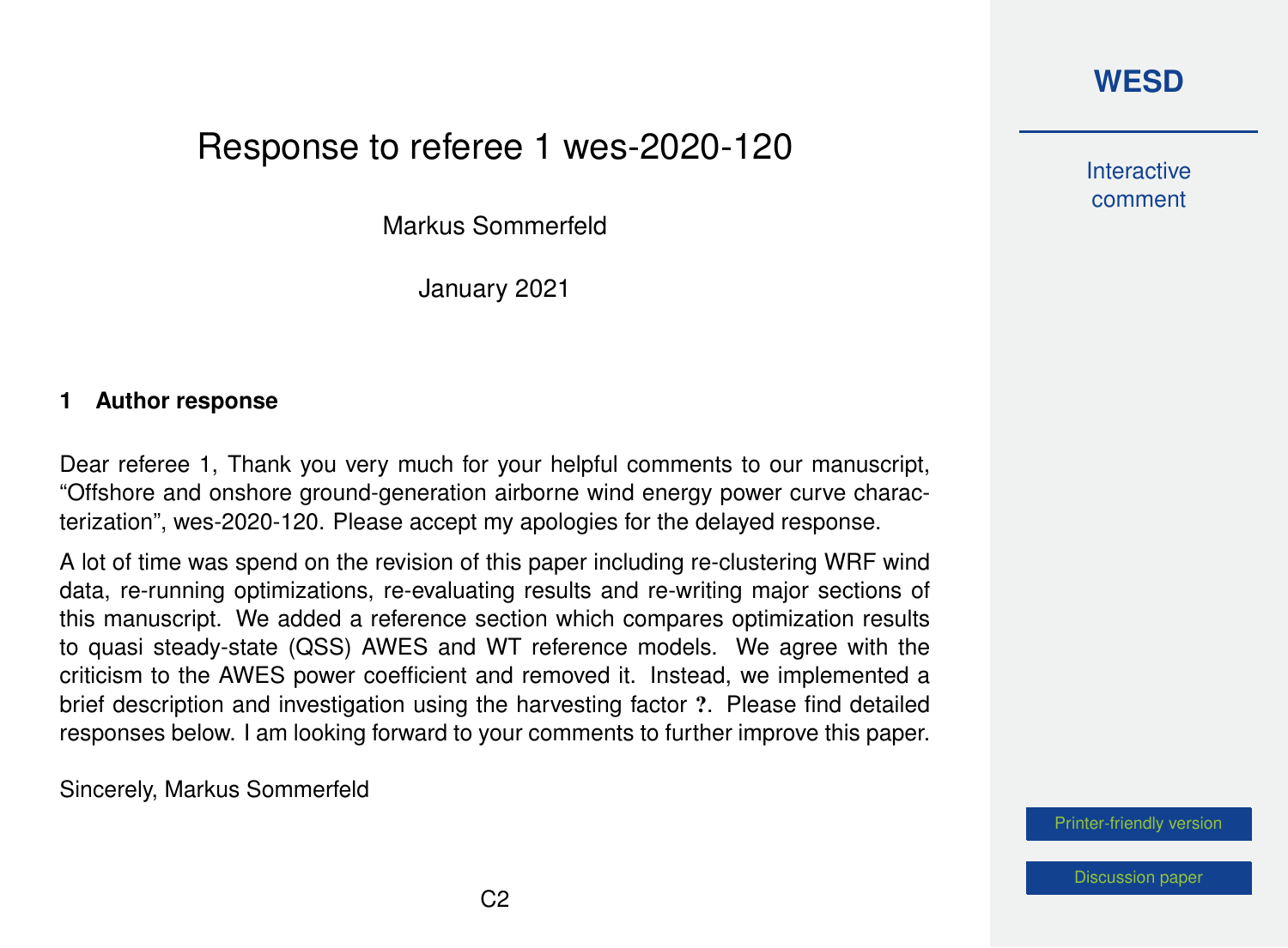# Response to referee 1 wes-2020-120

Markus Sommerfeld

January 2021

## 1 Author response

Dear referee 1, Thank you very much for your helpful comments to our manuscript, "Offshore and onshore ground-generation airborne wind energy power curve characterization", wes-2020-120. Please accept my apologies for the delayed response.

A lot of time was spend on the revision of this paper including re-clustering WRF wind data, re-running optimizations, re-evaluating results and re-writing major sections of this manuscript. We added a reference section which compares optimization results to quasi steady-state (QSS) AWES and WT reference models. We agree with the criticism to the AWES power coefficient and removed it. Instead, we implemented a brief description and investigation using the harvesting factor **?**. Please find detailed responses below. I am looking forward to your comments to further improve this paper.

Sincerely, Markus Sommerfeld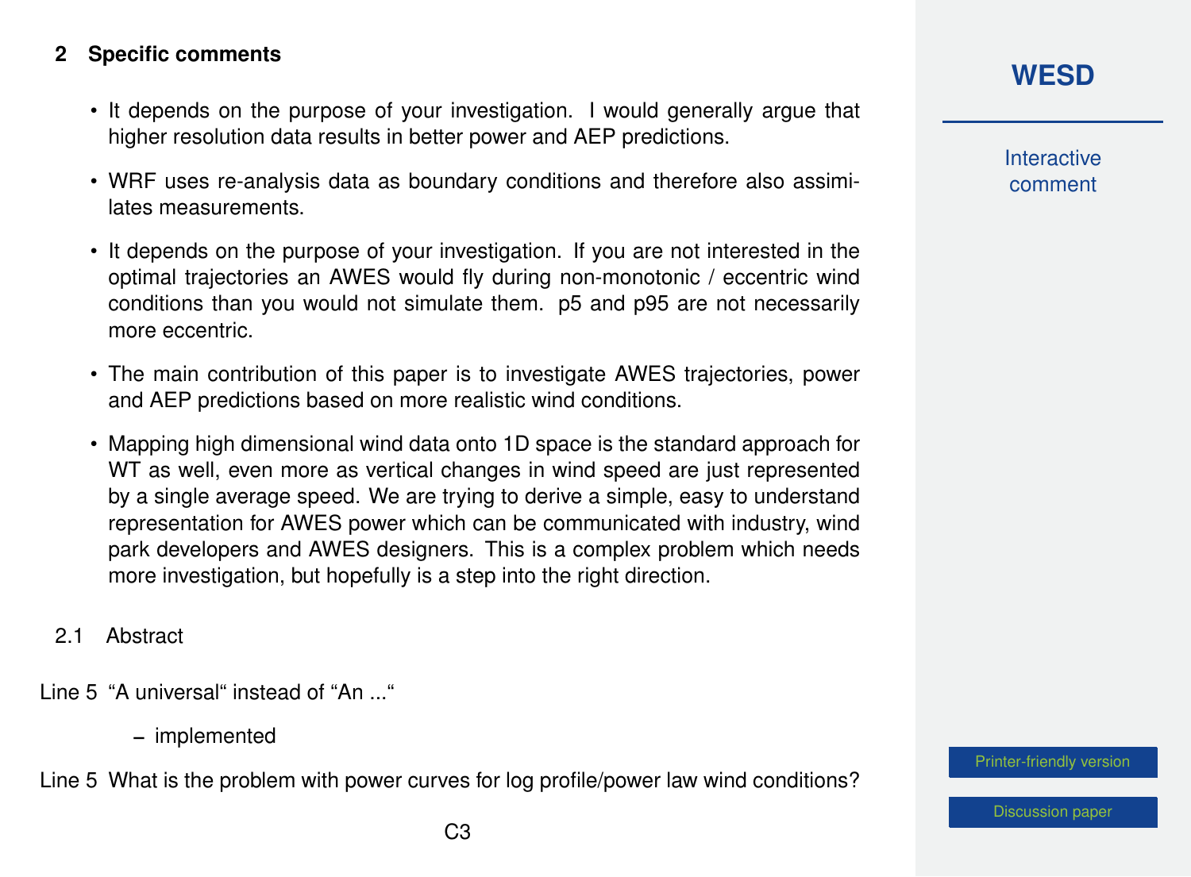## 2 Specific comments

- It depends on the purpose of your investigation. I would generally argue that higher resolution data results in better power and AEP predictions.
- WRF uses re-analysis data as boundary conditions and therefore also assimilates measurements.
- It depends on the purpose of your investigation. If you are not interested in the optimal trajectories an AWES would fly during non-monotonic / eccentric wind conditions than you would not simulate them. p5 and p95 are not necessarily more eccentric.
- The main contribution of this paper is to investigate AWES trajectories, power and AEP predictions based on more realistic wind conditions.
- Mapping high dimensional wind data onto 1D space is the standard approach for WT as well, even more as vertical changes in wind speed are just represented by a single average speed. We are trying to derive a simple, easy to understand representation for AWES power which can be communicated with industry, wind park developers and AWES designers. This is a complex problem which needs more investigation, but hopefully is a step into the right direction.

### 2.1 Abstract

Line 5 “A universal“ instead of “An ...“

– implemented

Line 5 What is the problem with power curves for log profile/power law wind conditions?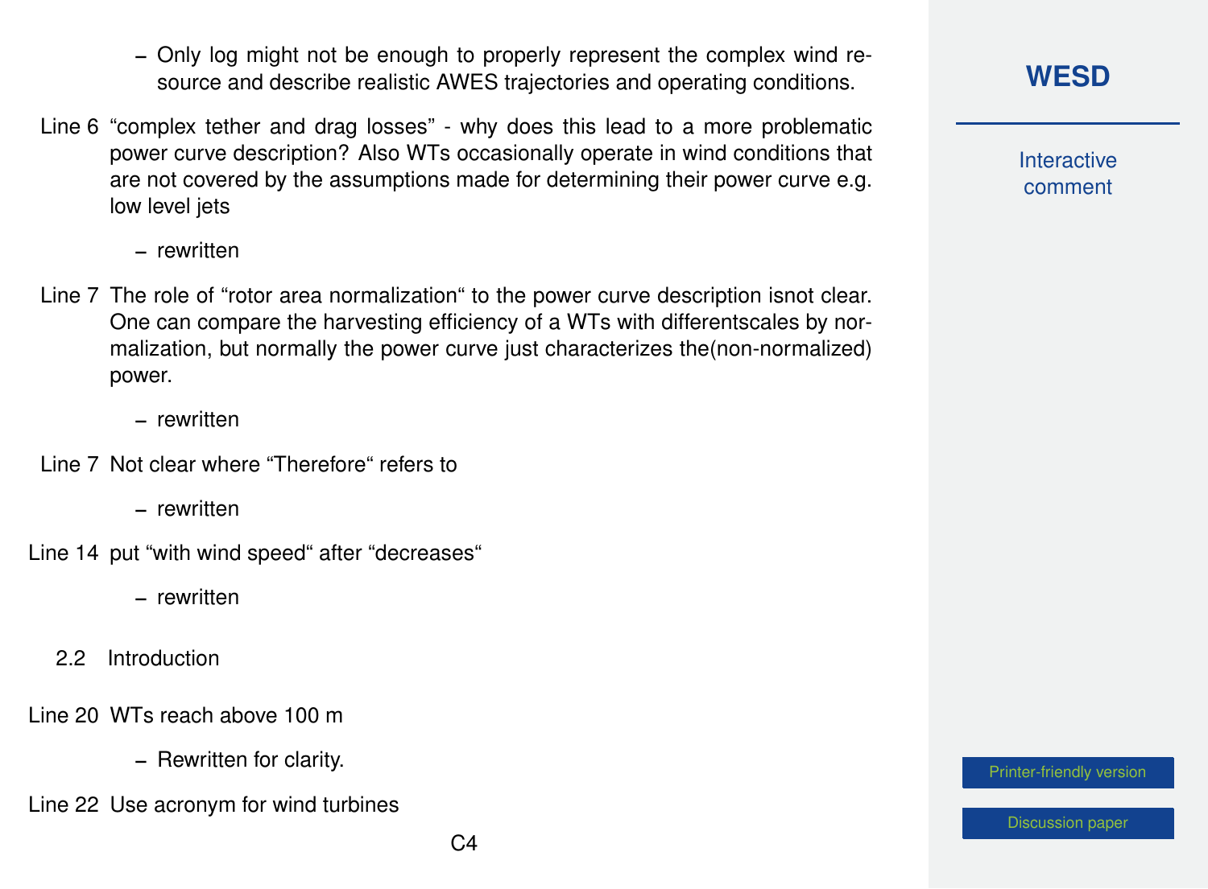– Only log might not be enough to properly represent the complex wind resource and describe realistic AWES trajectories and operating conditions.

Line 6 "complex tether and drag losses" - why does this lead to a more problematic power curve description? Also WTs occasionally operate in wind conditions that are not covered by the assumptions made for determining their power curve e.g. low level jets

– rewritten

Line 7 The role of "rotor area normalization" to the power curve description isnot clear. One can compare the harvesting efficiency of a WTs with differentscales by normalization, but normally the power curve just characterizes the(non-normalized) power.

– rewritten

Line 7 Not clear where "Therefore" refers to

– rewritten

Line 14 put "with wind speed" after "decreases"

– rewritten

## 2.2 Introduction

Line 20 WTs reach above 100 m

– Rewritten for clarity.

Line 22 Use acronym for wind turbines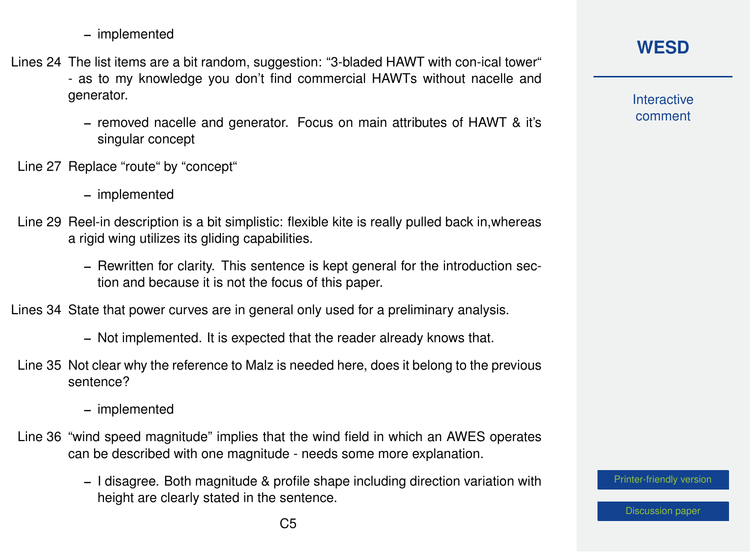– implemented

Lines 24 The list items are a bit random, suggestion: “3-bladed HAWT with con-ical tower“ - as to my knowledge you don’t find commercial HAWTs without nacelle and generator.

– removed nacelle and generator. Focus on main attributes of HAWT & it’s singular concept

Line 27 Replace “route“ by “concept“

– implemented

Line 29 Reel-in description is a bit simplistic: flexible kite is really pulled back in,whereas a rigid wing utilizes its gliding capabilities.

– Rewritten for clarity. This sentence is kept general for the introduction section and because it is not the focus of this paper.

Lines 34 State that power curves are in general only used for a preliminary analysis.

– Not implemented. It is expected that the reader already knows that.

Line 35 Not clear why the reference to Malz is needed here, does it belong to the previous sentence?

– implemented

Line 36 “wind speed magnitude” implies that the wind field in which an AWES operates can be described with one magnitude - needs some more explanation.

– I disagree. Both magnitude & profile shape including direction variation with height are clearly stated in the sentence.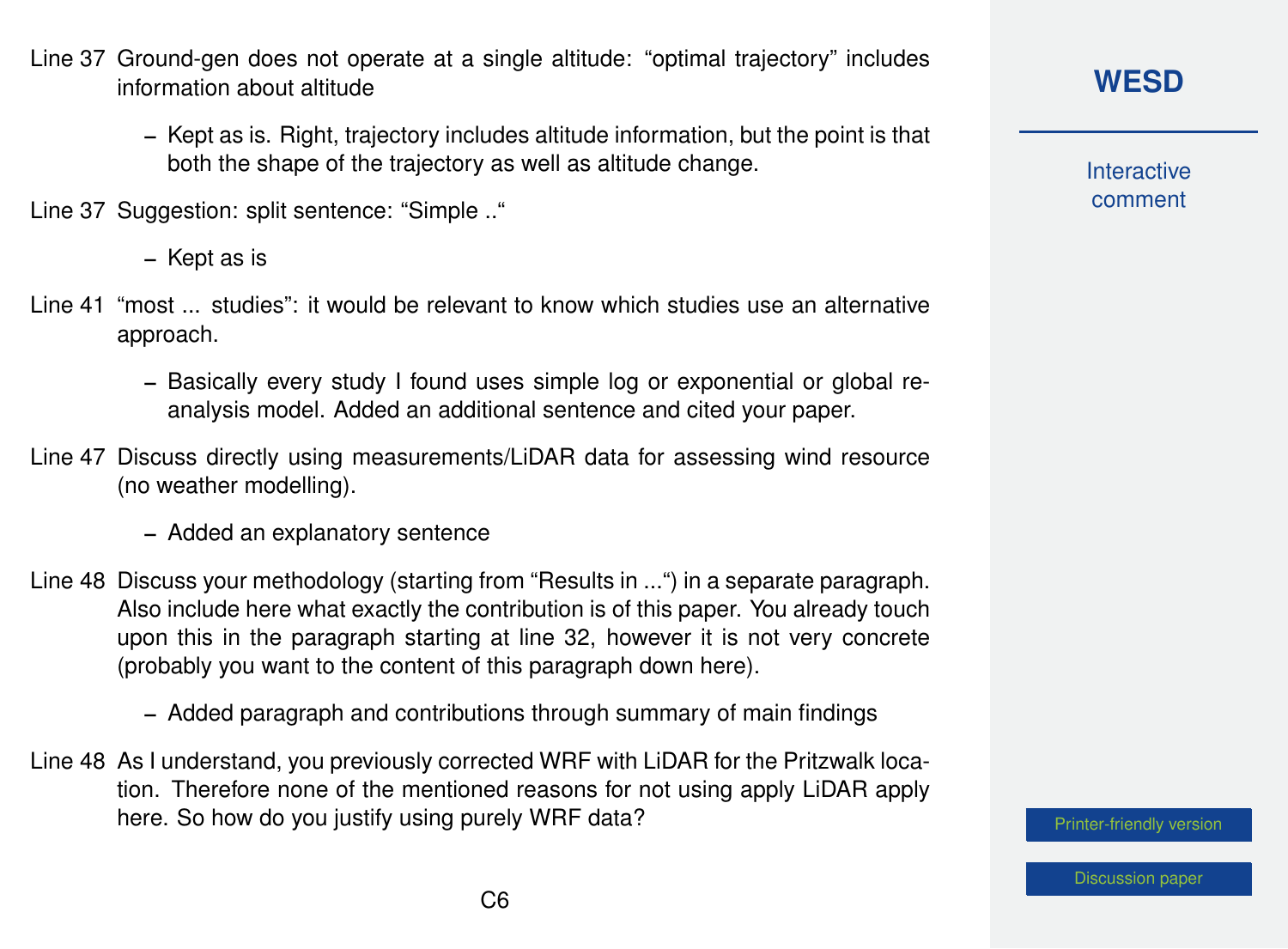Line 37 Ground-gen does not operate at a single altitude: "optimal trajectory" includes information about altitude

- Kept as is. Right, trajectory includes altitude information, but the point is that both the shape of the trajectory as well as altitude change.

Line 37 Suggestion: split sentence: "Simple .."

- Kept as is

Line 41 "most ... studies": it would be relevant to know which studies use an alternative approach.

- Basically every study I found uses simple log or exponential or global re-analysis model. Added an additional sentence and cited your paper.

Line 47 Discuss directly using measurements/LiDAR data for assessing wind resource (no weather modelling).

- Added an explanatory sentence

Line 48 Discuss your methodology (starting from "Results in ...") in a separate paragraph. Also include here what exactly the contribution is of this paper. You already touch upon this in the paragraph starting at line 32, however it is not very concrete (probably you want to the content of this paragraph down here).

- Added paragraph and contributions through summary of main findings

Line 48 As I understand, you previously corrected WRF with LiDAR for the Pritzwalk location. Therefore none of the mentioned reasons for not using apply LiDAR apply here. So how do you justify using purely WRF data?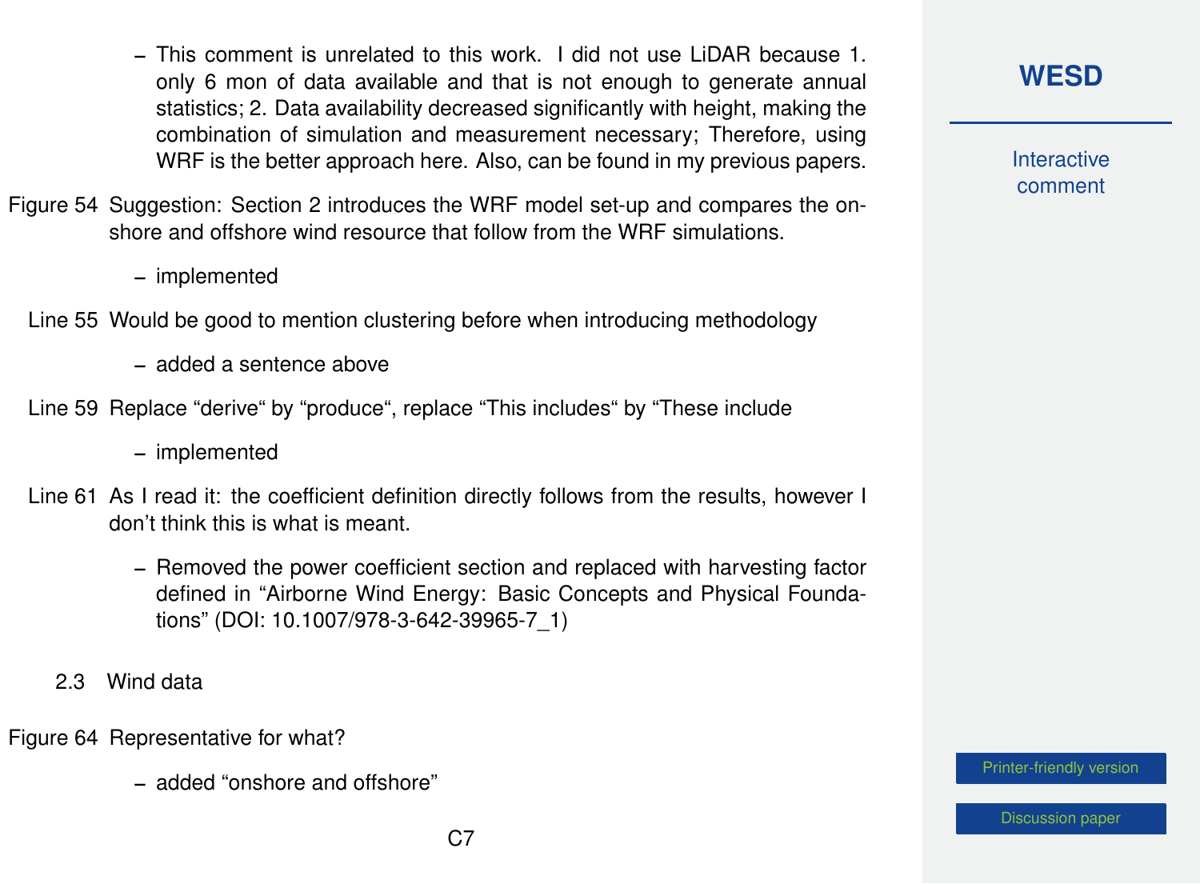- This comment is unrelated to this work. I did not use LiDAR because 1. only 6 mon of data available and that is not enough to generate annual statistics; 2. Data availability decreased significantly with height, making the combination of simulation and measurement necessary; Therefore, using WRF is the better approach here. Also, can be found in my previous papers.

Figure 54 Suggestion: Section 2 introduces the WRF model set-up and compares the onshore and offshore wind resource that follow from the WRF simulations.

- implemented

Line 55 Would be good to mention clustering before when introducing methodology

- added a sentence above

Line 59 Replace "derive" by "produce", replace "This includes" by "These include

- implemented

Line 61 As I read it: the coefficient definition directly follows from the results, however I don't think this is what is meant.

- Removed the power coefficient section and replaced with harvesting factor defined in "Airborne Wind Energy: Basic Concepts and Physical Foundations" (DOI: 10.1007/978-3-642-39965-7_1)

2.3 Wind data

Figure 64 Representative for what?

- added "onshore and offshore"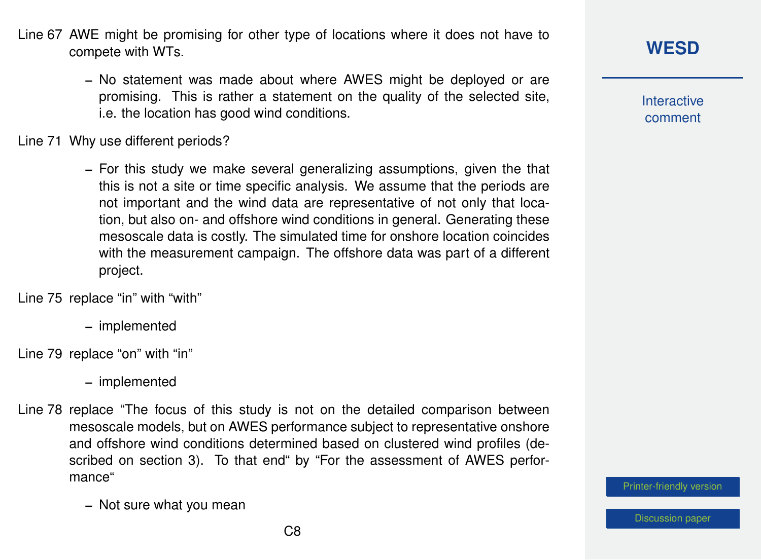Line 67 AWE might be promising for other type of locations where it does not have to compete with WTs.

- No statement was made about where AWES might be deployed or are promising. This is rather a statement on the quality of the selected site, i.e. the location has good wind conditions.

Line 71 Why use different periods?

- For this study we make several generalizing assumptions, given the that this is not a site or time specific analysis. We assume that the periods are not important and the wind data are representative of not only that location, but also on- and offshore wind conditions in general. Generating these mesoscale data is costly. The simulated time for onshore location coincides with the measurement campaign. The offshore data was part of a different project.

Line 75 replace "in" with "with"

- implemented

Line 79 replace "on" with "in"

- implemented

Line 78 replace "The focus of this study is not on the detailed comparison between mesoscale models, but on AWES performance subject to representative onshore and offshore wind conditions determined based on clustered wind profiles (described on section 3). To that end" by "For the assessment of AWES performance"

- Not sure what you mean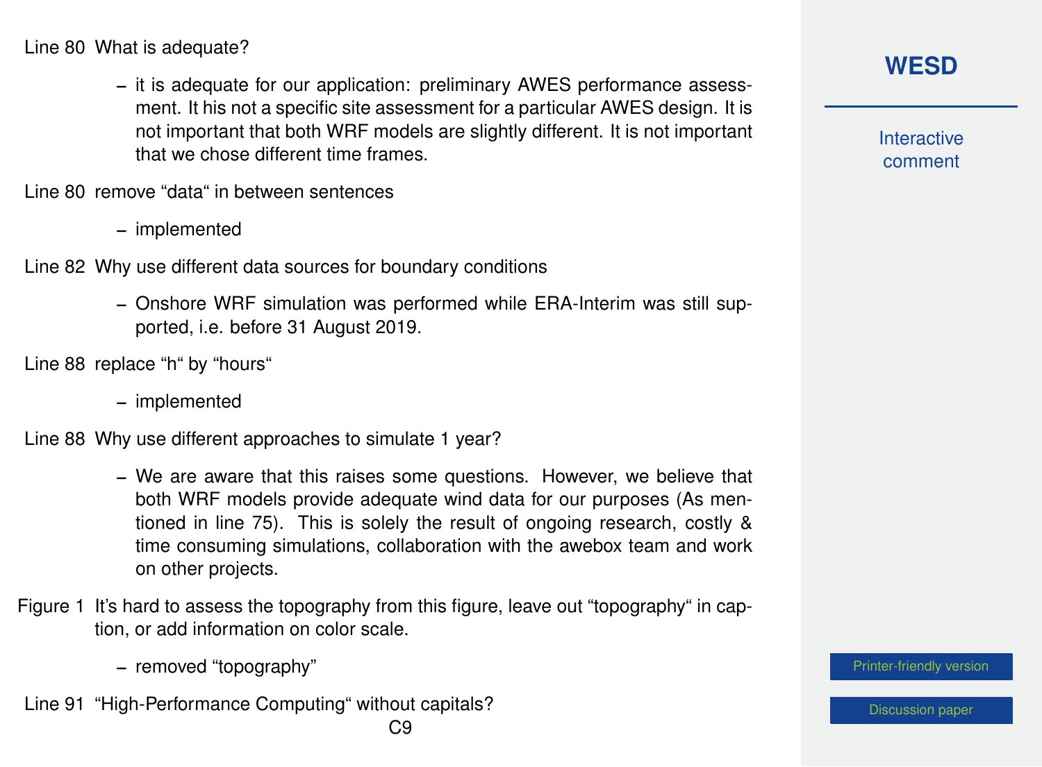Line 80 What is adequate?

- it is adequate for our application: preliminary AWES performance assessment. It his not a specific site assessment for a particular AWES design. It is not important that both WRF models are slightly different. It is not important that we chose different time frames.

Line 80 remove “data“ in between sentences

- implemented

Line 82 Why use different data sources for boundary conditions

- Onshore WRF simulation was performed while ERA-Interim was still supported, i.e. before 31 August 2019.

Line 88 replace “h“ by “hours“

- implemented

Line 88 Why use different approaches to simulate 1 year?

- We are aware that this raises some questions. However, we believe that both WRF models provide adequate wind data for our purposes (As mentioned in line 75). This is solely the result of ongoing research, costly & time consuming simulations, collaboration with the awebox team and work on other projects.

Figure 1 It’s hard to assess the topography from this figure, leave out “topography“ in caption, or add information on color scale.

- removed “topography”

Line 91 “High-Performance Computing“ without capitals?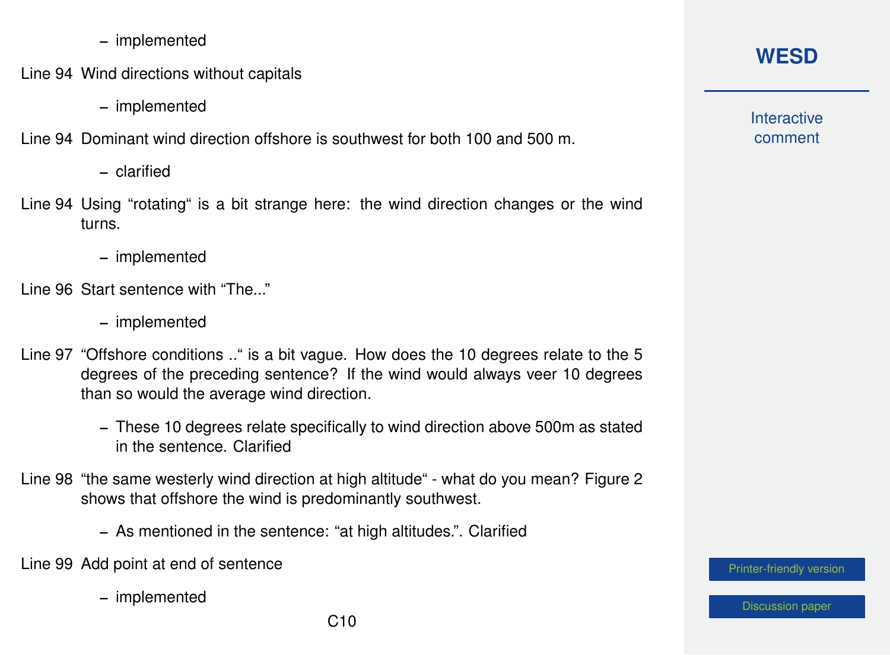– implemented

Line 94 Wind directions without capitals

– implemented

Line 94 Dominant wind direction offshore is southwest for both 100 and 500 m.

– clarified

Line 94 Using “rotating“ is a bit strange here: the wind direction changes or the wind turns.

– implemented

Line 96 Start sentence with “The...”

– implemented

Line 97 “Offshore conditions ..“ is a bit vague. How does the 10 degrees relate to the 5 degrees of the preceding sentence? If the wind would always veer 10 degrees than so would the average wind direction.

– These 10 degrees relate specifically to wind direction above 500m as stated in the sentence. Clarified

Line 98 “the same westerly wind direction at high altitude“ - what do you mean? Figure 2 shows that offshore the wind is predominantly southwest.

– As mentioned in the sentence: “at high altitudes.”. Clarified

Line 99 Add point at end of sentence

– implemented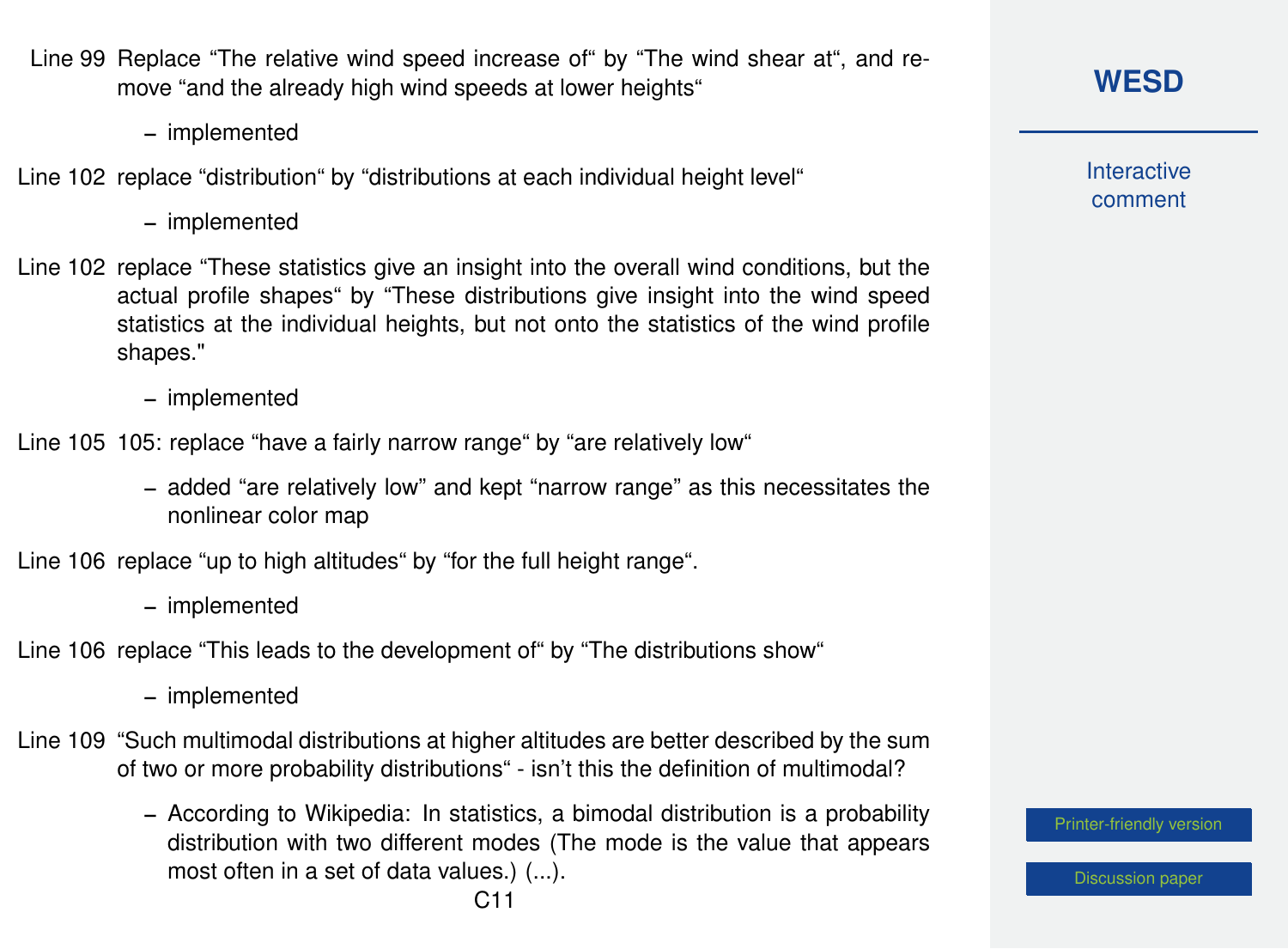Line 99 Replace “The relative wind speed increase of“ by “The wind shear at“, and remove “and the already high wind speeds at lower heights“

- implemented

Line 102 replace “distribution“ by “distributions at each individual height level“

- implemented

Line 102 replace “These statistics give an insight into the overall wind conditions, but the actual profile shapes“ by “These distributions give insight into the wind speed statistics at the individual heights, but not onto the statistics of the wind profile shapes."

- implemented

Line 105 105: replace “have a fairly narrow range“ by “are relatively low“

- added “are relatively low” and kept “narrow range” as this necessitates the nonlinear color map

Line 106 replace “up to high altitudes“ by “for the full height range“.

- implemented

Line 106 replace “This leads to the development of“ by “The distributions show“

- implemented

Line 109 “Such multimodal distributions at higher altitudes are better described by the sum of two or more probability distributions“ - isn’t this the definition of multimodal?

- According to Wikipedia: In statistics, a bimodal distribution is a probability distribution with two different modes (The mode is the value that appears most often in a set of data values.) (...).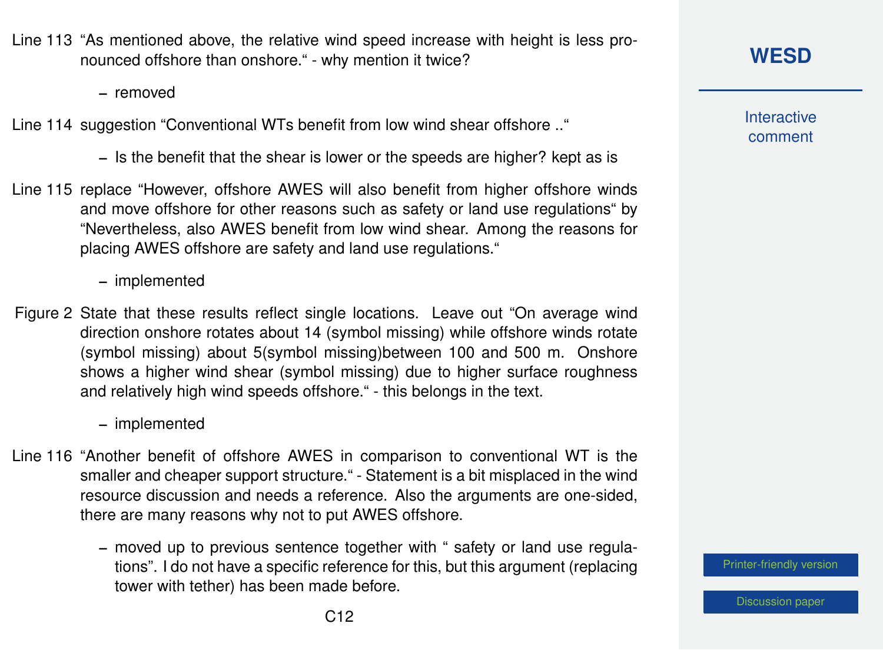Line 113 "As mentioned above, the relative wind speed increase with height is less pronounced offshore than onshore." - why mention it twice?

- removed

Line 114 suggestion "Conventional WTs benefit from low wind shear offshore .."

- Is the benefit that the shear is lower or the speeds are higher? kept as is

Line 115 replace "However, offshore AWES will also benefit from higher offshore winds and move offshore for other reasons such as safety or land use regulations" by "Nevertheless, also AWES benefit from low wind shear. Among the reasons for placing AWES offshore are safety and land use regulations."

- implemented

Figure 2 State that these results reflect single locations. Leave out "On average wind direction onshore rotates about 14 (symbol missing) while offshore winds rotate (symbol missing) about 5(symbol missing)between 100 and 500 m. Onshore shows a higher wind shear (symbol missing) due to higher surface roughness and relatively high wind speeds offshore." - this belongs in the text.

- implemented

Line 116 "Another benefit of offshore AWES in comparison to conventional WT is the smaller and cheaper support structure." - Statement is a bit misplaced in the wind resource discussion and needs a reference. Also the arguments are one-sided, there are many reasons why not to put AWES offshore.

- moved up to previous sentence together with " safety or land use regulations". I do not have a specific reference for this, but this argument (replacing tower with tether) has been made before.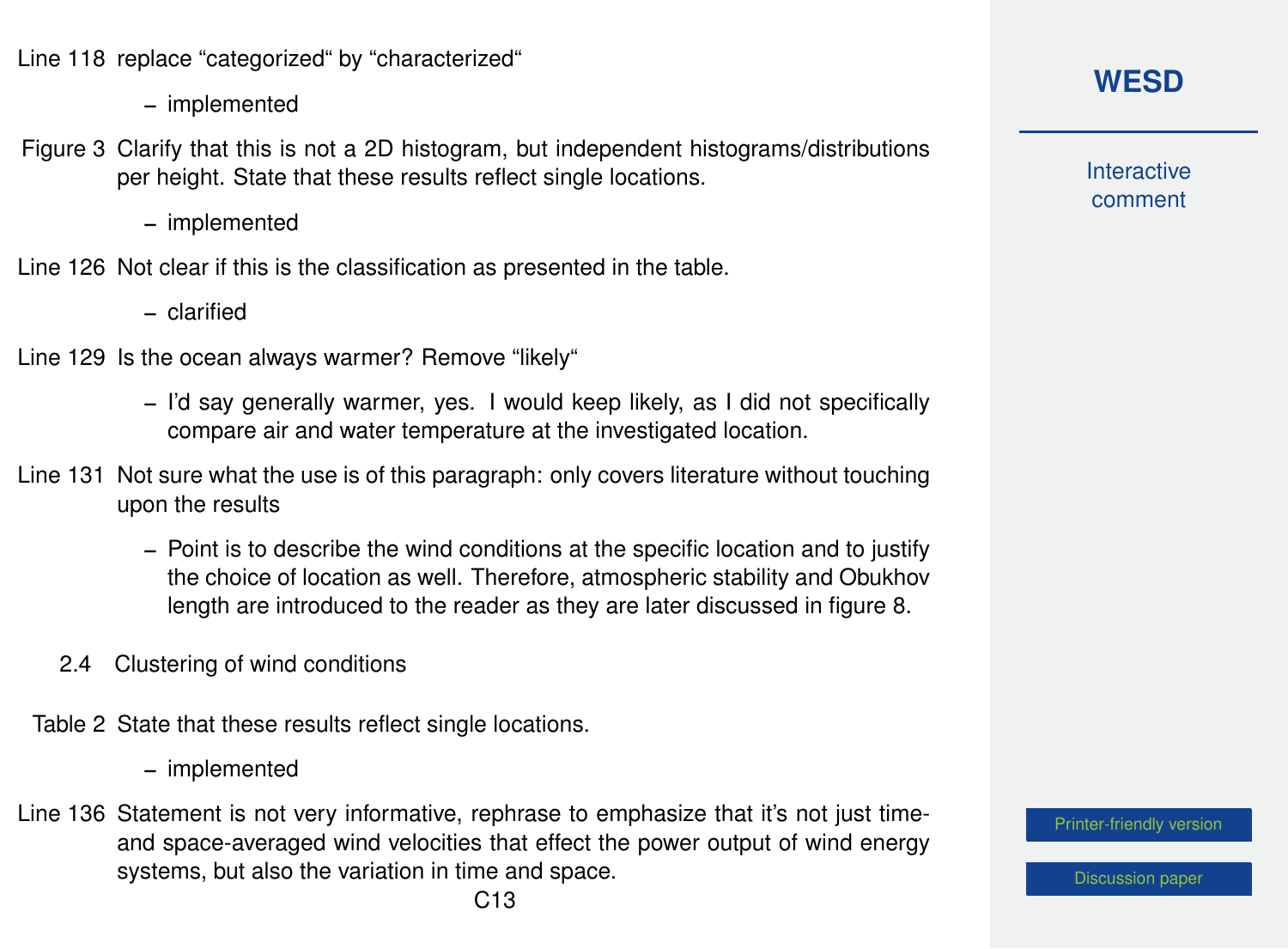Line 118 replace “categorized“ by “characterized“

- implemented

Figure 3 Clarify that this is not a 2D histogram, but independent histograms/distributions per height. State that these results reflect single locations.

- implemented

Line 126 Not clear if this is the classification as presented in the table.

- clarified

Line 129 Is the ocean always warmer? Remove “likely“

- I'd say generally warmer, yes. I would keep likely, as I did not specifically compare air and water temperature at the investigated location.

Line 131 Not sure what the use is of this paragraph: only covers literature without touching upon the results

- Point is to describe the wind conditions at the specific location and to justify the choice of location as well. Therefore, atmospheric stability and Obukhov length are introduced to the reader as they are later discussed in figure 8.

### 2.4 Clustering of wind conditions

Table 2 State that these results reflect single locations.

- implemented

Line 136 Statement is not very informative, rephrase to emphasize that it's not just time- and space-averaged wind velocities that effect the power output of wind energy systems, but also the variation in time and space.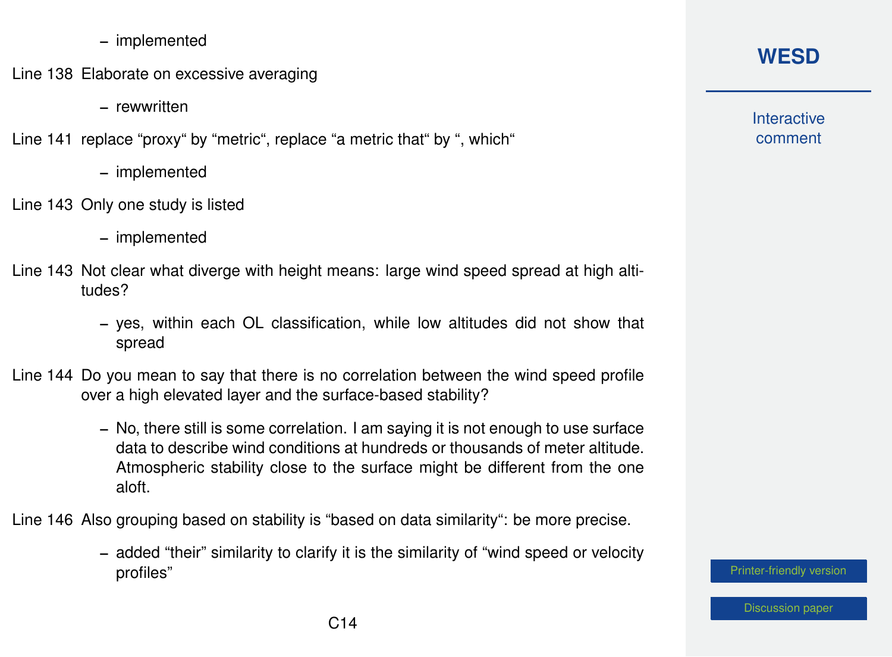– implemented

Line 138 Elaborate on excessive averaging

– rewwritten

Line 141 replace “proxy“ by “metric“, replace “a metric that“ by “, which“

– implemented

Line 143 Only one study is listed

– implemented

Line 143 Not clear what diverge with height means: large wind speed spread at high altitudes?

– yes, within each OL classification, while low altitudes did not show that spread

Line 144 Do you mean to say that there is no correlation between the wind speed profile over a high elevated layer and the surface-based stability?

– No, there still is some correlation. I am saying it is not enough to use surface data to describe wind conditions at hundreds or thousands of meter altitude. Atmospheric stability close to the surface might be different from the one aloft.

Line 146 Also grouping based on stability is “based on data similarity“: be more precise.

– added “their” similarity to clarify it is the similarity of “wind speed or velocity profiles”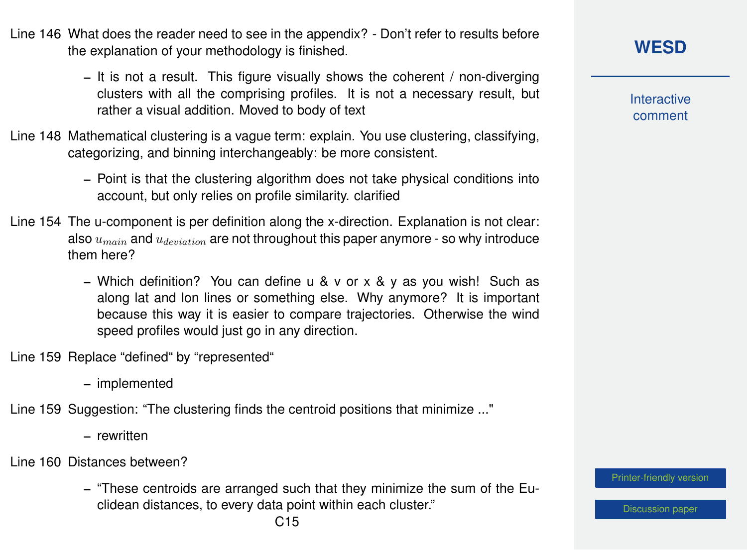Line 146 What does the reader need to see in the appendix? - Don't refer to results before the explanation of your methodology is finished.

- It is not a result. This figure visually shows the coherent / non-diverging clusters with all the comprising profiles. It is not a necessary result, but rather a visual addition. Moved to body of text

Line 148 Mathematical clustering is a vague term: explain. You use clustering, classifying, categorizing, and binning interchangeably: be more consistent.

- Point is that the clustering algorithm does not take physical conditions into account, but only relies on profile similarity. clarified

Line 154 The u-component is per definition along the x-direction. Explanation is not clear: also $u_{main}$ and $u_{deviation}$ are not throughout this paper anymore - so why introduce them here?

- Which definition? You can define u & v or x & y as you wish! Such as along lat and lon lines or something else. Why anymore? It is important because this way it is easier to compare trajectories. Otherwise the wind speed profiles would just go in any direction.

Line 159 Replace "defined" by "represented"

- implemented

Line 159 Suggestion: "The clustering finds the centroid positions that minimize ..."

- rewritten

Line 160 Distances between?

- "These centroids are arranged such that they minimize the sum of the Euclidean distances, to every data point within each cluster."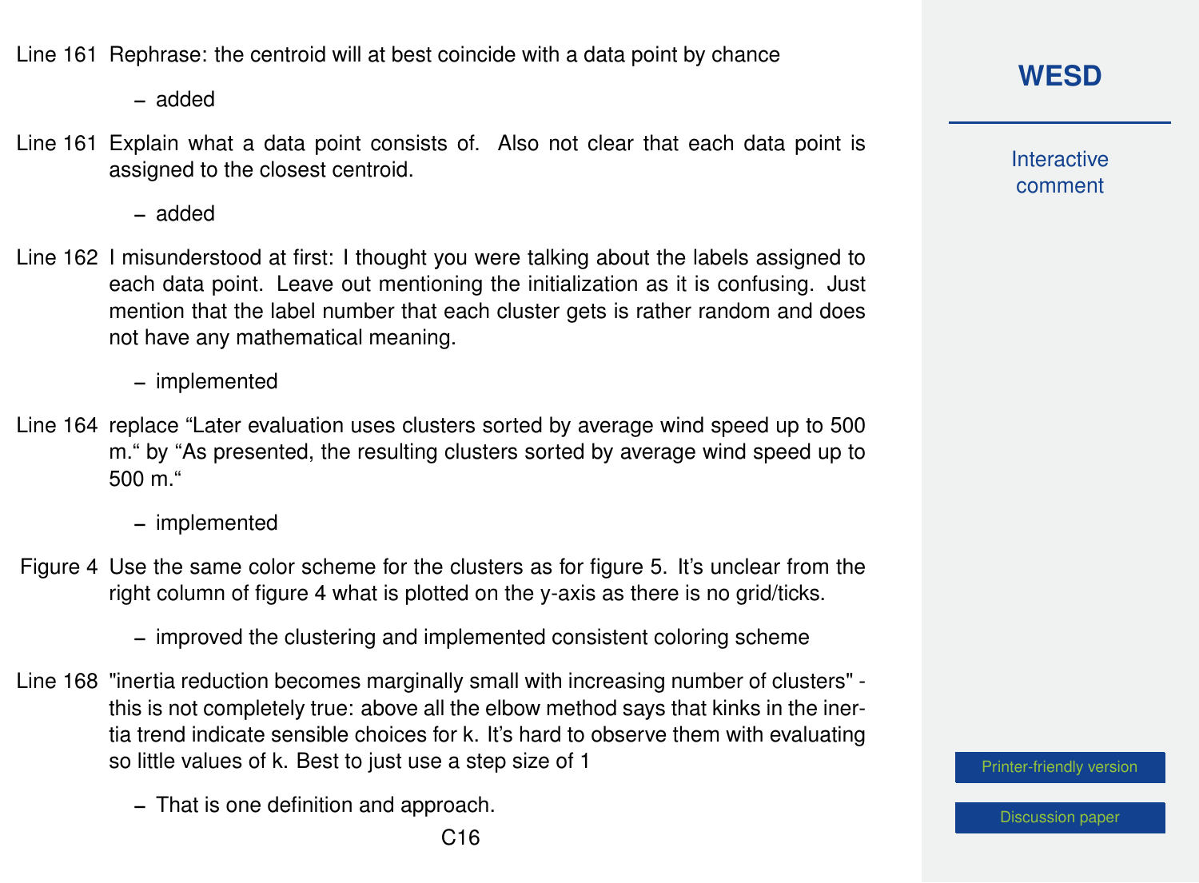Line 161 Rephrase: the centroid will at best coincide with a data point by chance

- added

Line 161 Explain what a data point consists of. Also not clear that each data point is assigned to the closest centroid.

- added

Line 162 I misunderstood at first: I thought you were talking about the labels assigned to each data point. Leave out mentioning the initialization as it is confusing. Just mention that the label number that each cluster gets is rather random and does not have any mathematical meaning.

- implemented

Line 164 replace “Later evaluation uses clusters sorted by average wind speed up to 500 m.“ by “As presented, the resulting clusters sorted by average wind speed up to 500 m.“

- implemented

Figure 4 Use the same color scheme for the clusters as for figure 5. It’s unclear from the right column of figure 4 what is plotted on the y-axis as there is no grid/ticks.

- improved the clustering and implemented consistent coloring scheme

Line 168 "inertia reduction becomes marginally small with increasing number of clusters" - this is not completely true: above all the elbow method says that kinks in the inertia trend indicate sensible choices for k. It’s hard to observe them with evaluating so little values of k. Best to just use a step size of 1

- That is one definition and approach.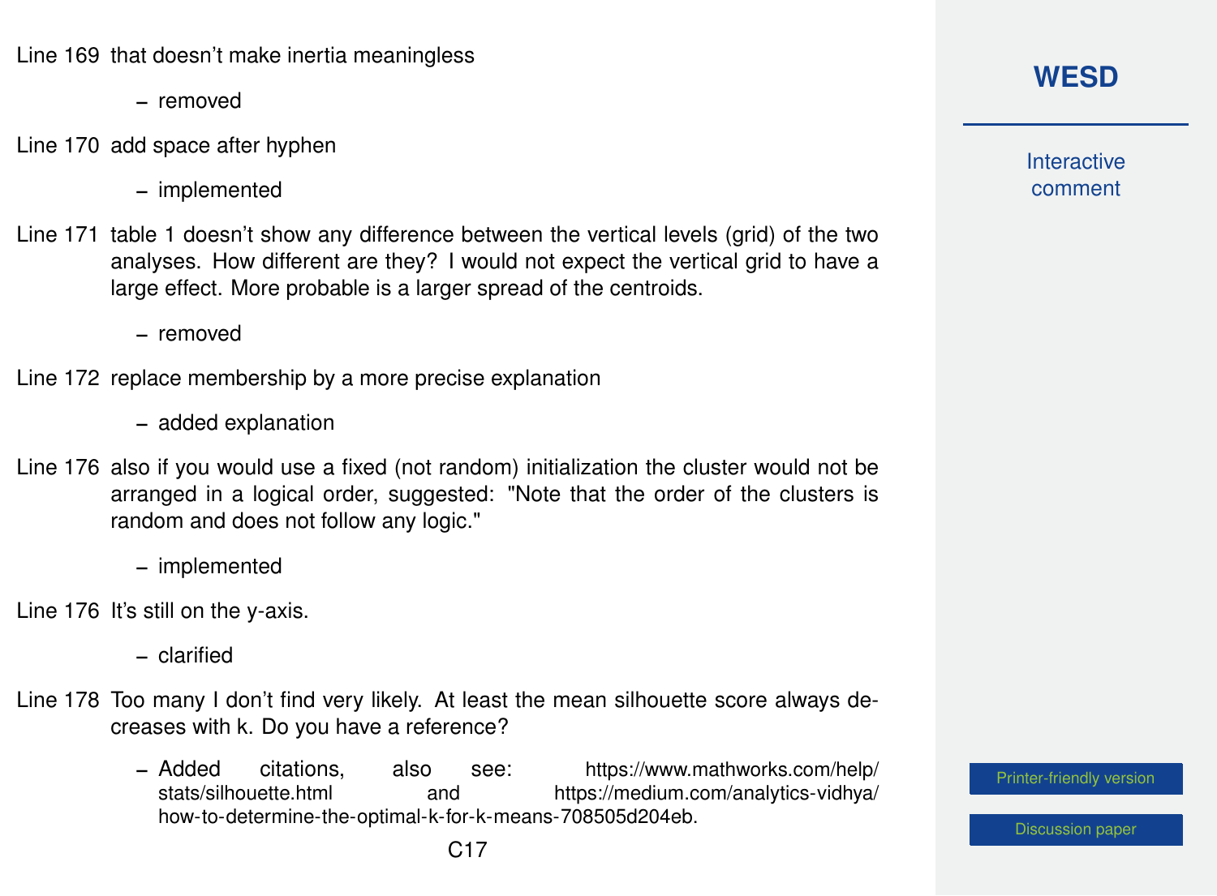Line 169 that doesn't make inertia meaningless

- removed

Line 170 add space after hyphen

- implemented

Line 171 table 1 doesn't show any difference between the vertical levels (grid) of the two analyses. How different are they? I would not expect the vertical grid to have a large effect. More probable is a larger spread of the centroids.

- removed

Line 172 replace membership by a more precise explanation

- added explanation

Line 176 also if you would use a fixed (not random) initialization the cluster would not be arranged in a logical order, suggested: "Note that the order of the clusters is random and does not follow any logic."

- implemented

Line 176 It's still on the y-axis.

- clarified

Line 178 Too many I don't find very likely. At least the mean silhouette score always decreases with k. Do you have a reference?

- Added citations, also see: https://www.mathworks.com/help/stats/silhouette.html and https://medium.com/analytics-vidhya/how-to-determine-the-optimal-k-for-k-means-708505d204eb.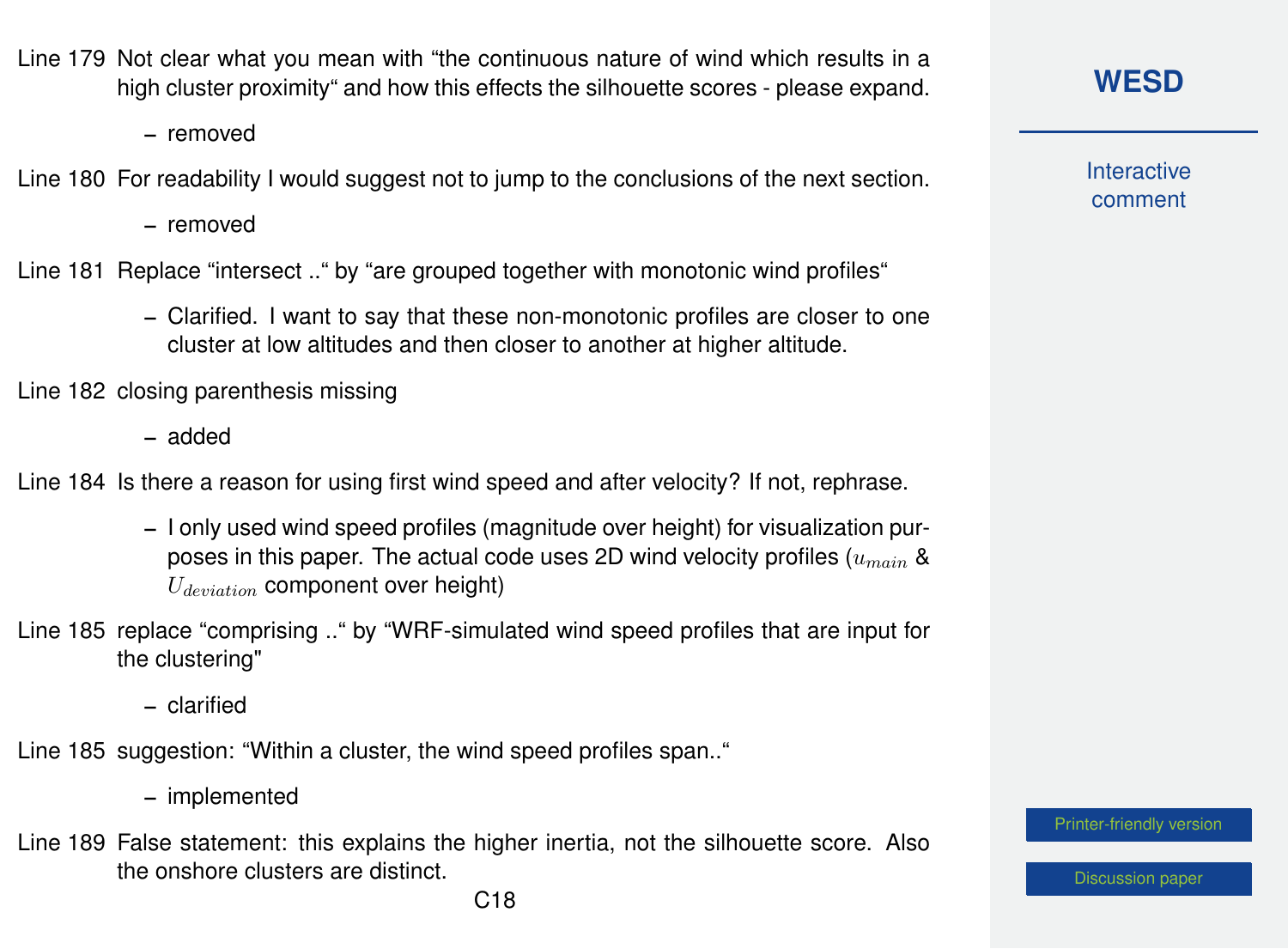Line 179 Not clear what you mean with “the continuous nature of wind which results in a high cluster proximity“ and how this effects the silhouette scores - please expand.

- removed

Line 180 For readability I would suggest not to jump to the conclusions of the next section.

- removed

Line 181 Replace “intersect ..“ by “are grouped together with monotonic wind profiles“

- Clarified. I want to say that these non-monotonic profiles are closer to one cluster at low altitudes and then closer to another at higher altitude.

Line 182 closing parenthesis missing

- added

Line 184 Is there a reason for using first wind speed and after velocity? If not, rephrase.

- I only used wind speed profiles (magnitude over height) for visualization purposes in this paper. The actual code uses 2D wind velocity profiles ($u_{main}$ & $U_{deviation}$ component over height)

Line 185 replace “comprising ..“ by “WRF-simulated wind speed profiles that are input for the clustering"

- clarified

Line 185 suggestion: “Within a cluster, the wind speed profiles span..“

- implemented

Line 189 False statement: this explains the higher inertia, not the silhouette score. Also the onshore clusters are distinct.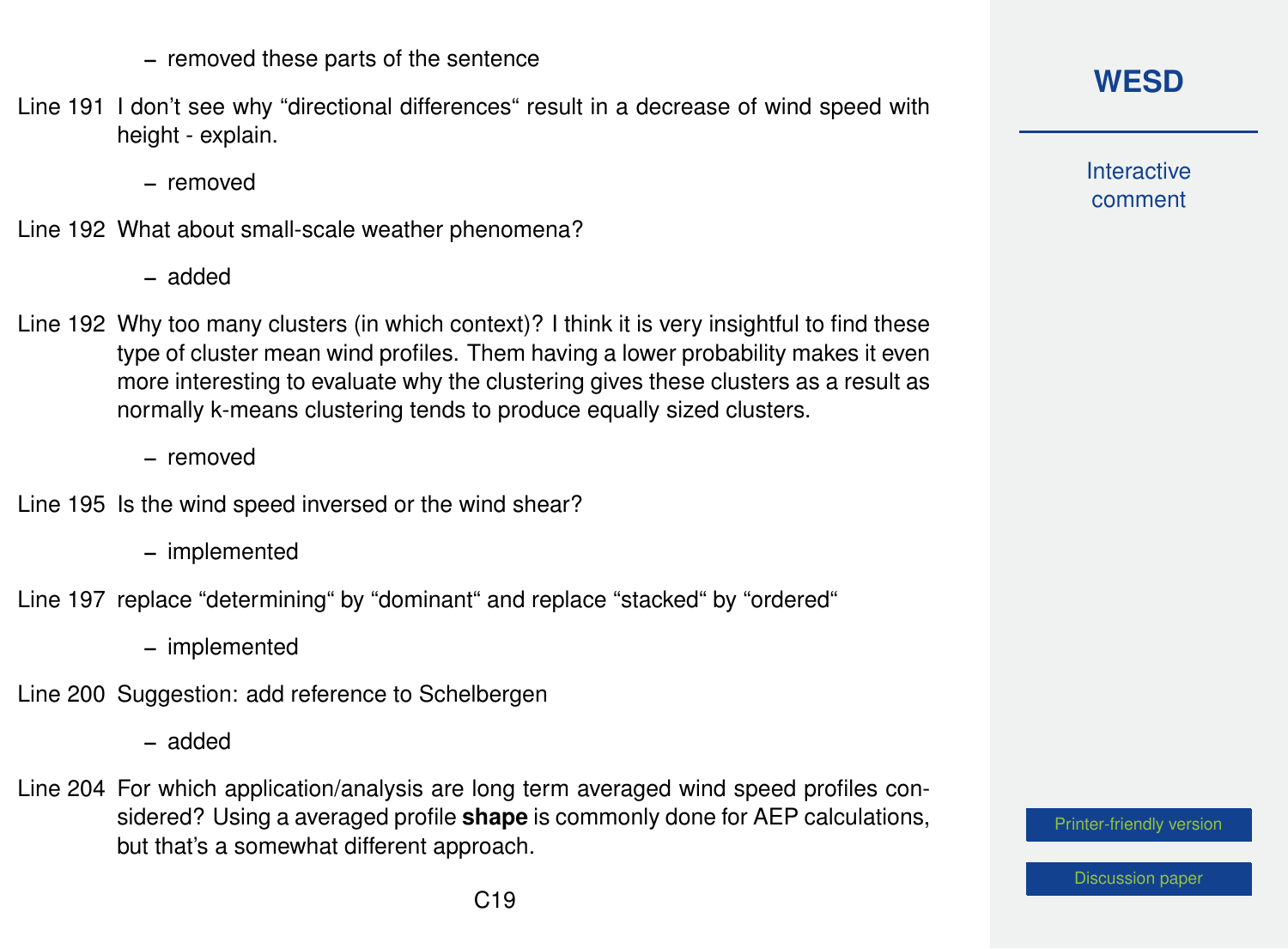– removed these parts of the sentence

Line 191 I don't see why "directional differences" result in a decrease of wind speed with height - explain.

– removed

Line 192 What about small-scale weather phenomena?

– added

Line 192 Why too many clusters (in which context)? I think it is very insightful to find these type of cluster mean wind profiles. Them having a lower probability makes it even more interesting to evaluate why the clustering gives these clusters as a result as normally k-means clustering tends to produce equally sized clusters.

– removed

Line 195 Is the wind speed inversed or the wind shear?

– implemented

Line 197 replace "determining" by "dominant" and replace "stacked" by "ordered"

– implemented

Line 200 Suggestion: add reference to Schelbergen

– added

Line 204 For which application/analysis are long term averaged wind speed profiles considered? Using a averaged profile **shape** is commonly done for AEP calculations, but that's a somewhat different approach.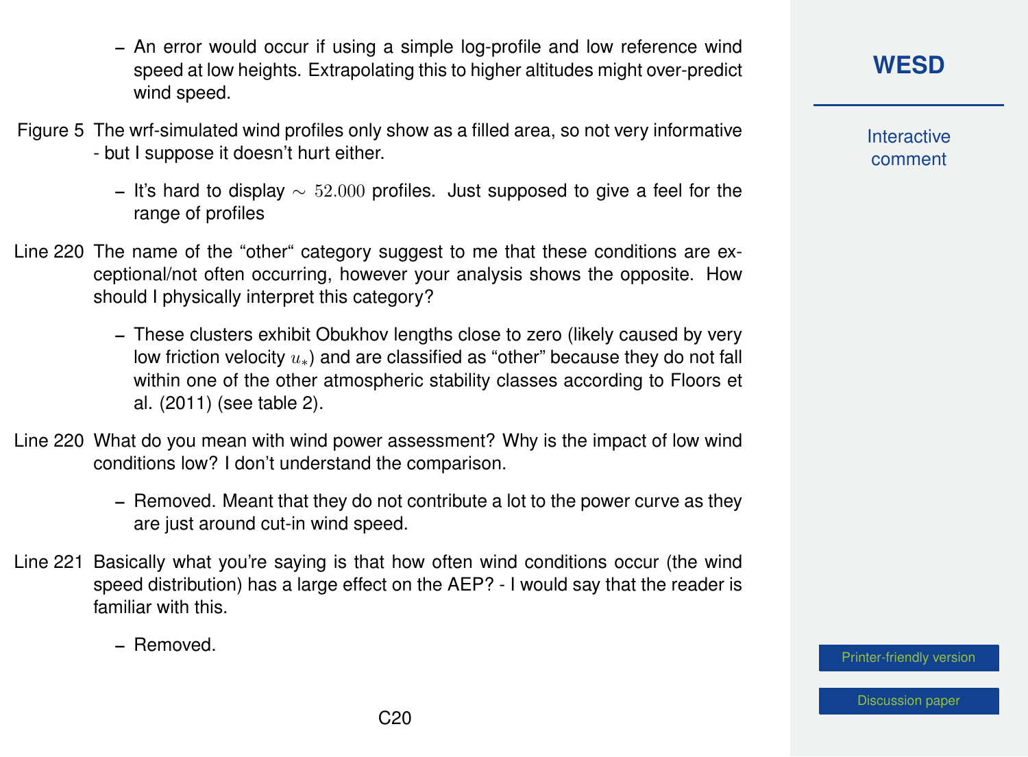– An error would occur if using a simple log-profile and low reference wind speed at low heights. Extrapolating this to higher altitudes might over-predict wind speed.

Figure 5 The wrf-simulated wind profiles only show as a filled area, so not very informative - but I suppose it doesn't hurt either.

– It's hard to display $\sim 52.000$ profiles. Just supposed to give a feel for the range of profiles

Line 220 The name of the "other" category suggest to me that these conditions are exceptional/not often occurring, however your analysis shows the opposite. How should I physically interpret this category?

– These clusters exhibit Obukhov lengths close to zero (likely caused by very low friction velocity $u_*$) and are classified as "other" because they do not fall within one of the other atmospheric stability classes according to Floors et al. (2011) (see table 2).

Line 220 What do you mean with wind power assessment? Why is the impact of low wind conditions low? I don't understand the comparison.

– Removed. Meant that they do not contribute a lot to the power curve as they are just around cut-in wind speed.

Line 221 Basically what you're saying is that how often wind conditions occur (the wind speed distribution) has a large effect on the AEP? - I would say that the reader is familiar with this.

– Removed.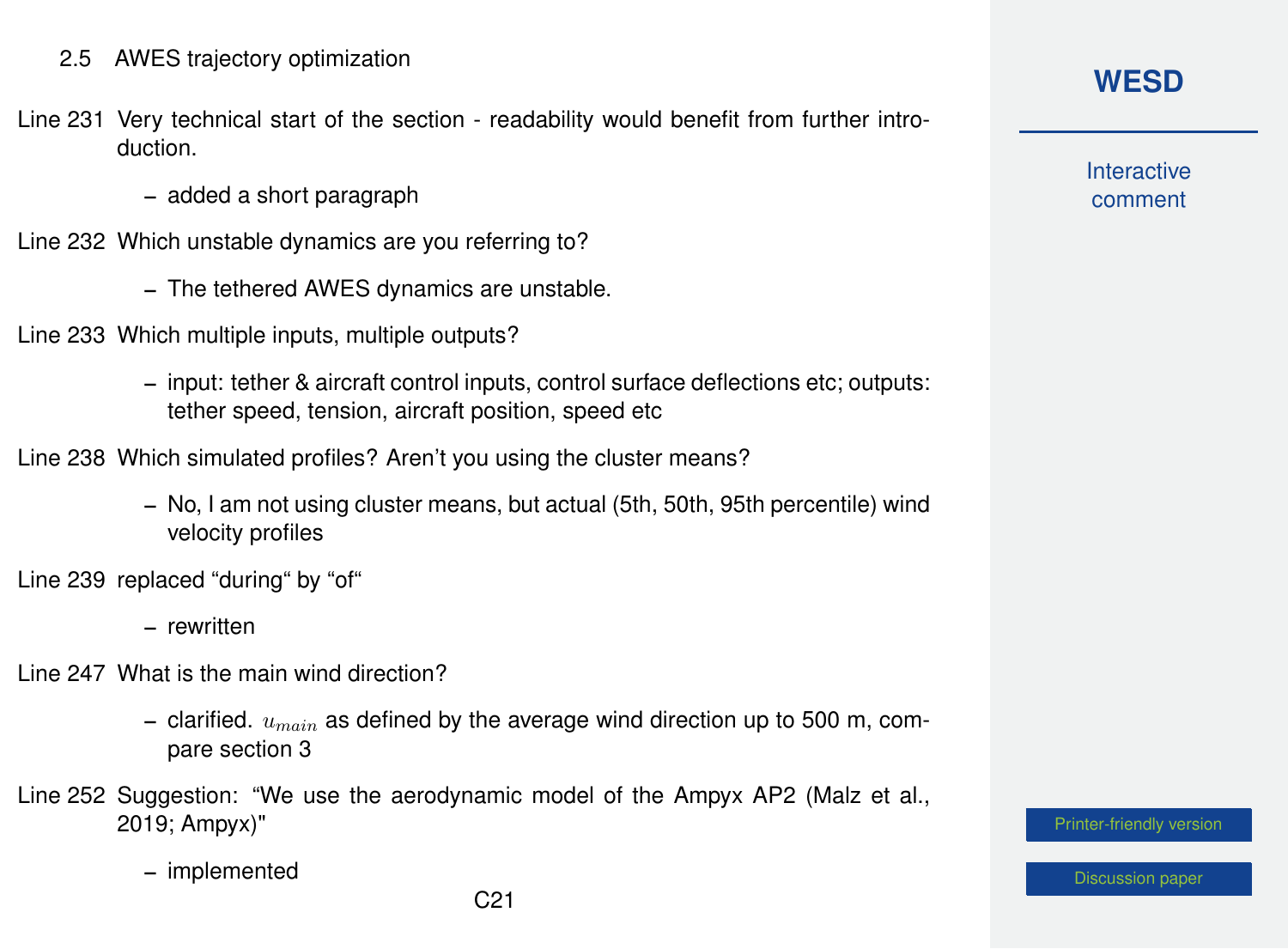### 2.5 AWES trajectory optimization

Line 231 Very technical start of the section - readability would benefit from further introduction.

- added a short paragraph

Line 232 Which unstable dynamics are you referring to?

- The tethered AWES dynamics are unstable.

Line 233 Which multiple inputs, multiple outputs?

- input: tether & aircraft control inputs, control surface deflections etc; outputs: tether speed, tension, aircraft position, speed etc

Line 238 Which simulated profiles? Aren't you using the cluster means?

- No, I am not using cluster means, but actual (5th, 50th, 95th percentile) wind velocity profiles

Line 239 replaced "during" by "of"

- rewritten

Line 247 What is the main wind direction?

- clarified. $u_{main}$ as defined by the average wind direction up to 500 m, compare section 3

Line 252 Suggestion: "We use the aerodynamic model of the Ampyx AP2 (Malz et al., 2019; Ampyx)"

- implemented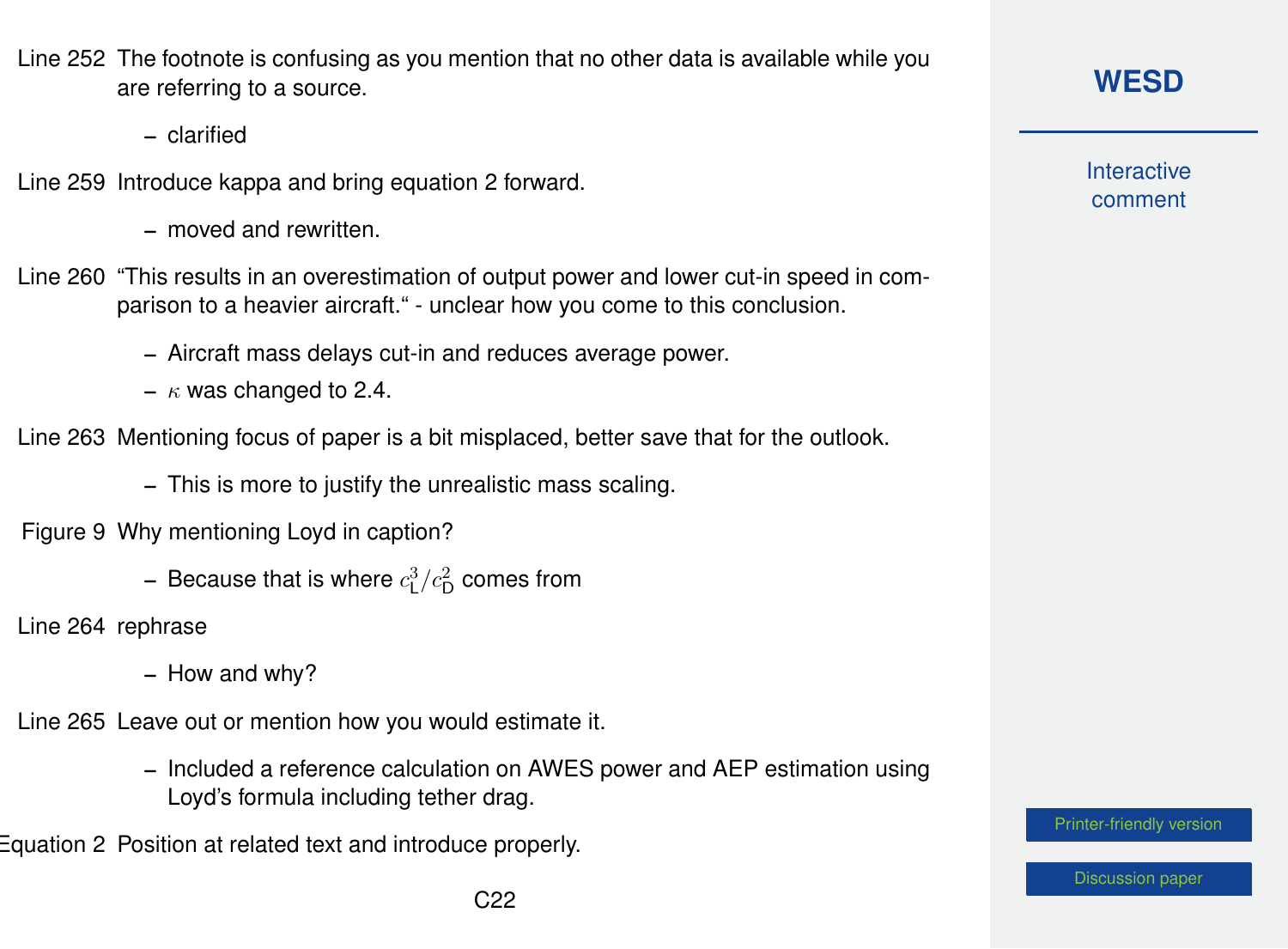Line 252 The footnote is confusing as you mention that no other data is available while you are referring to a source.

- clarified

Line 259 Introduce kappa and bring equation 2 forward.

- moved and rewritten.

Line 260 "This results in an overestimation of output power and lower cut-in speed in comparison to a heavier aircraft." - unclear how you come to this conclusion.

- Aircraft mass delays cut-in and reduces average power.
- $\kappa$ was changed to 2.4.

Line 263 Mentioning focus of paper is a bit misplaced, better save that for the outlook.

- This is more to justify the unrealistic mass scaling.

Figure 9 Why mentioning Loyd in caption?

- Because that is where $c_\mathrm{L}^3/c_\mathrm{D}^2$ comes from

Line 264 rephrase

- How and why?

Line 265 Leave out or mention how you would estimate it.

- Included a reference calculation on AWES power and AEP estimation using Loyd's formula including tether drag.

Equation 2 Position at related text and introduce properly.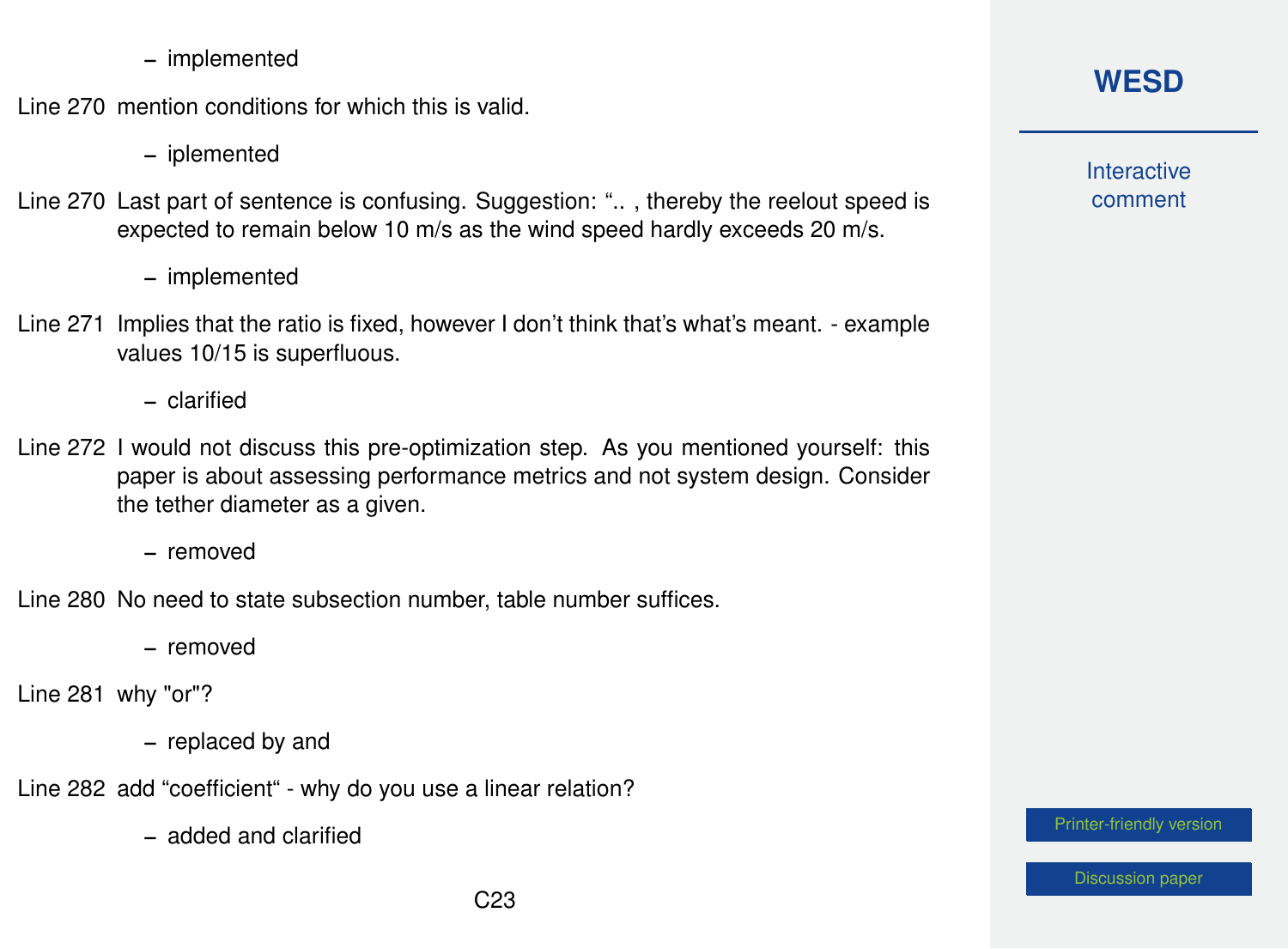– implemented

Line 270 mention conditions for which this is valid.

– iplemented

Line 270 Last part of sentence is confusing. Suggestion: ".. , thereby the reelout speed is expected to remain below 10 m/s as the wind speed hardly exceeds 20 m/s.

– implemented

Line 271 Implies that the ratio is fixed, however I don't think that's what's meant. - example values 10/15 is superfluous.

– clarified

Line 272 I would not discuss this pre-optimization step. As you mentioned yourself: this paper is about assessing performance metrics and not system design. Consider the tether diameter as a given.

– removed

Line 280 No need to state subsection number, table number suffices.

– removed

Line 281 why "or"?

– replaced by and

Line 282 add "coefficient" - why do you use a linear relation?

– added and clarified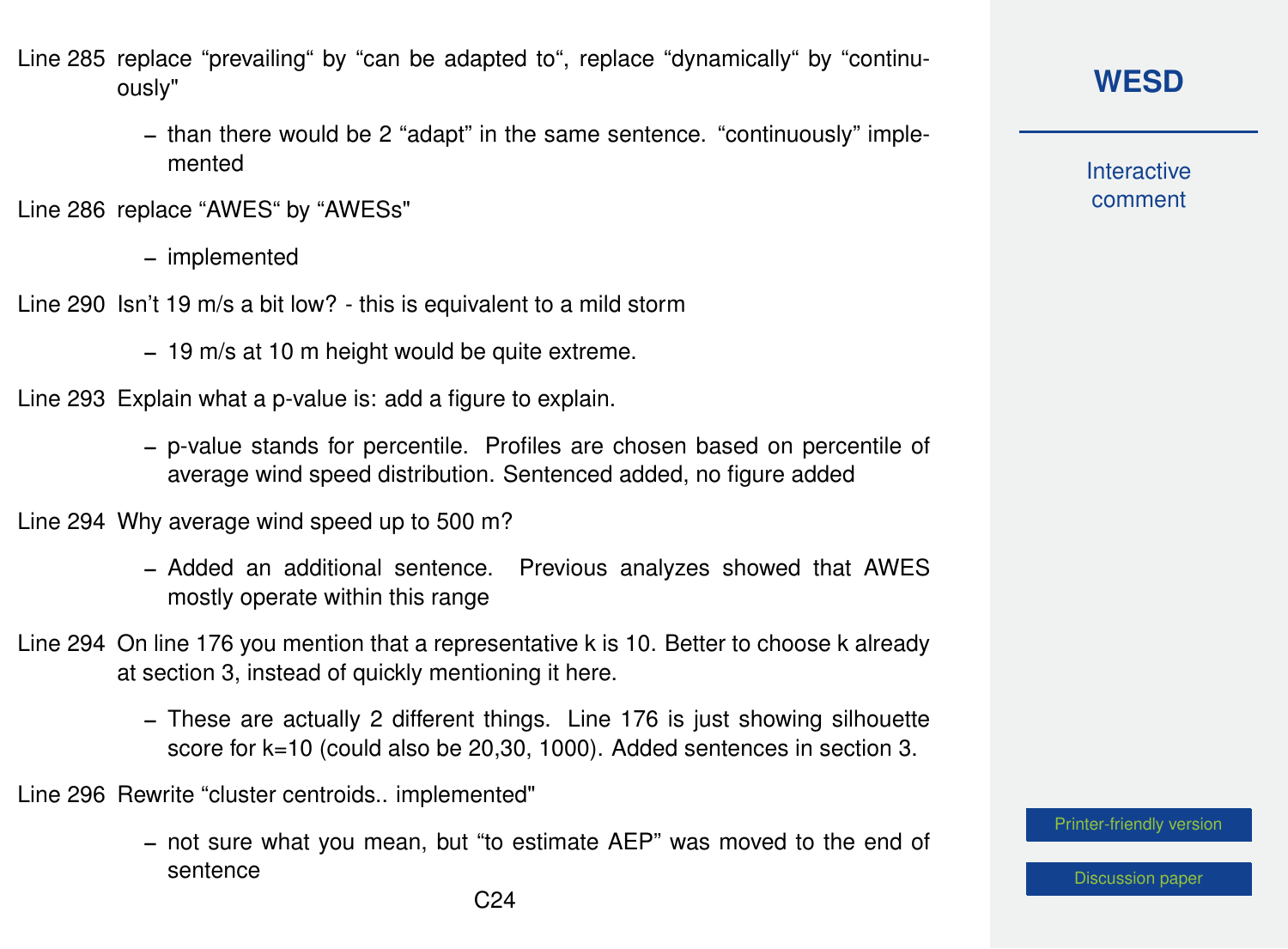Line 285 replace “prevailing“ by “can be adapted to“, replace “dynamically“ by “continuously"

- than there would be 2 “adapt” in the same sentence. “continuously” implemented

Line 286 replace “AWES“ by “AWESs"

- implemented

Line 290 Isn’t 19 m/s a bit low? - this is equivalent to a mild storm

- 19 m/s at 10 m height would be quite extreme.

Line 293 Explain what a p-value is: add a figure to explain.

- p-value stands for percentile. Profiles are chosen based on percentile of average wind speed distribution. Sentenced added, no figure added

Line 294 Why average wind speed up to 500 m?

- Added an additional sentence. Previous analyzes showed that AWES mostly operate within this range

Line 294 On line 176 you mention that a representative k is 10. Better to choose k already at section 3, instead of quickly mentioning it here.

- These are actually 2 different things. Line 176 is just showing silhouette score for k=10 (could also be 20,30, 1000). Added sentences in section 3.

Line 296 Rewrite “cluster centroids.. implemented"

- not sure what you mean, but “to estimate AEP” was moved to the end of sentence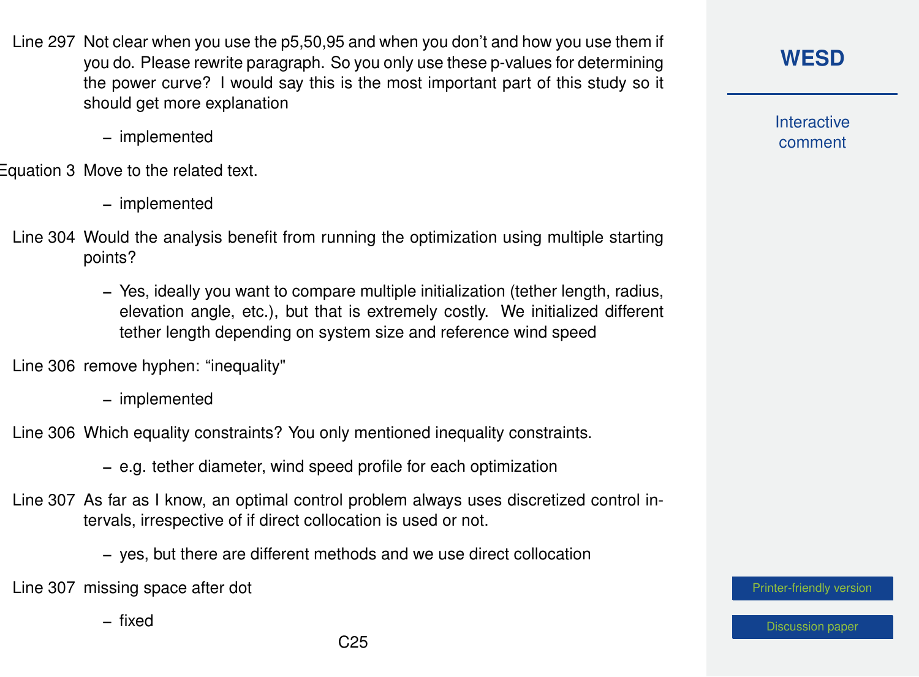Line 297 Not clear when you use the p5,50,95 and when you don't and how you use them if you do. Please rewrite paragraph. So you only use these p-values for determining the power curve? I would say this is the most important part of this study so it should get more explanation

- implemented

Equation 3 Move to the related text.

- implemented

Line 304 Would the analysis benefit from running the optimization using multiple starting points?

- Yes, ideally you want to compare multiple initialization (tether length, radius, elevation angle, etc.), but that is extremely costly. We initialized different tether length depending on system size and reference wind speed

Line 306 remove hyphen: "inequality"

- implemented

Line 306 Which equality constraints? You only mentioned inequality constraints.

- e.g. tether diameter, wind speed profile for each optimization

Line 307 As far as I know, an optimal control problem always uses discretized control intervals, irrespective of if direct collocation is used or not.

- yes, but there are different methods and we use direct collocation

Line 307 missing space after dot

- fixed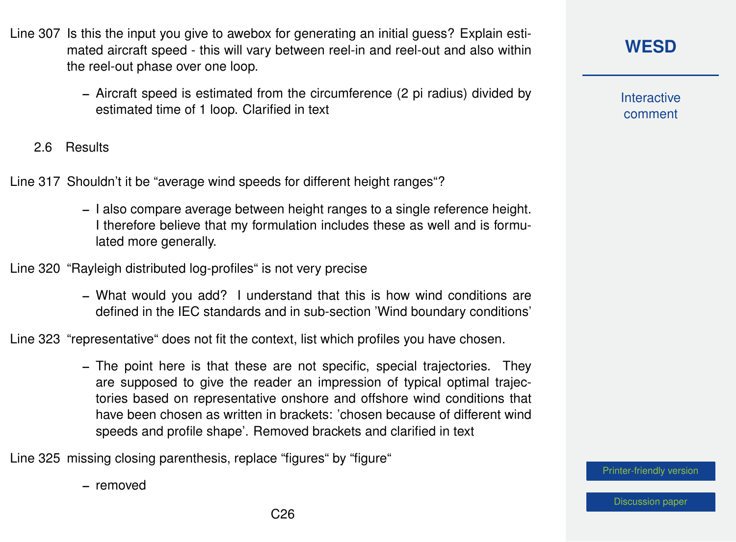Line 307 Is this the input you give to awebox for generating an initial guess? Explain estimated aircraft speed - this will vary between reel-in and reel-out and also within the reel-out phase over one loop.

- Aircraft speed is estimated from the circumference (2 pi radius) divided by estimated time of 1 loop. Clarified in text

## 2.6 Results

Line 317 Shouldn't it be "average wind speeds for different height ranges"?

- I also compare average between height ranges to a single reference height. I therefore believe that my formulation includes these as well and is formulated more generally.

Line 320 "Rayleigh distributed log-profiles" is not very precise

- What would you add? I understand that this is how wind conditions are defined in the IEC standards and in sub-section 'Wind boundary conditions'

Line 323 "representative" does not fit the context, list which profiles you have chosen.

- The point here is that these are not specific, special trajectories. They are supposed to give the reader an impression of typical optimal trajectories based on representative onshore and offshore wind conditions that have been chosen as written in brackets: 'chosen because of different wind speeds and profile shape'. Removed brackets and clarified in text

Line 325 missing closing parenthesis, replace "figures" by "figure"

- removed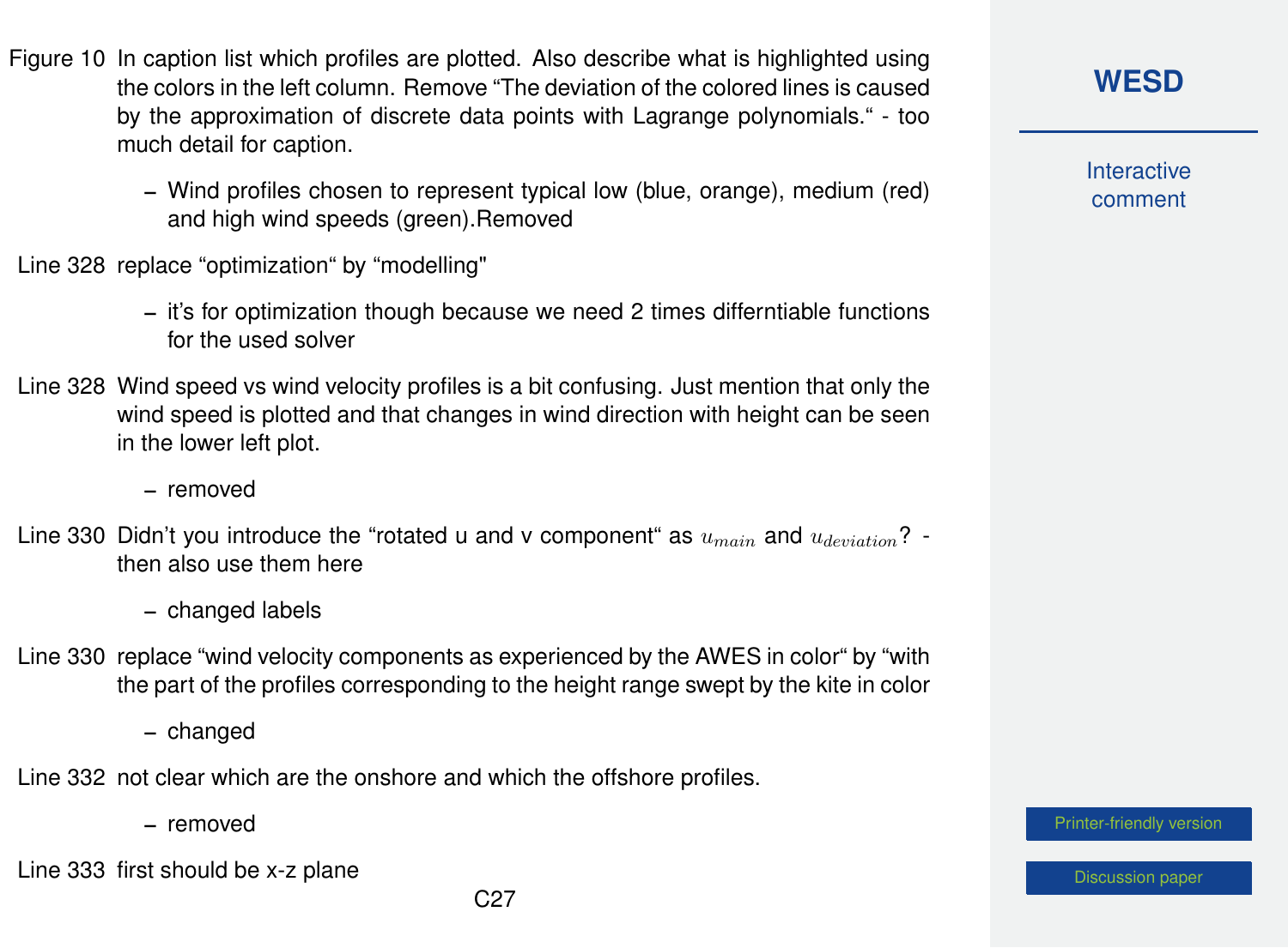Figure 10 In caption list which profiles are plotted. Also describe what is highlighted using the colors in the left column. Remove “The deviation of the colored lines is caused by the approximation of discrete data points with Lagrange polynomials.“ - too much detail for caption.

– Wind profiles chosen to represent typical low (blue, orange), medium (red) and high wind speeds (green).Removed

Line 328 replace “optimization“ by “modelling"

– it’s for optimization though because we need 2 times differntiable functions for the used solver

Line 328 Wind speed vs wind velocity profiles is a bit confusing. Just mention that only the wind speed is plotted and that changes in wind direction with height can be seen in the lower left plot.

– removed

Line 330 Didn’t you introduce the “rotated u and v component“ as $u_{main}$ and $u_{deviation}$? - then also use them here

– changed labels

Line 330 replace “wind velocity components as experienced by the AWES in color“ by “with the part of the profiles corresponding to the height range swept by the kite in color

– changed

Line 332 not clear which are the onshore and which the offshore profiles.

– removed

Line 333 first should be x-z plane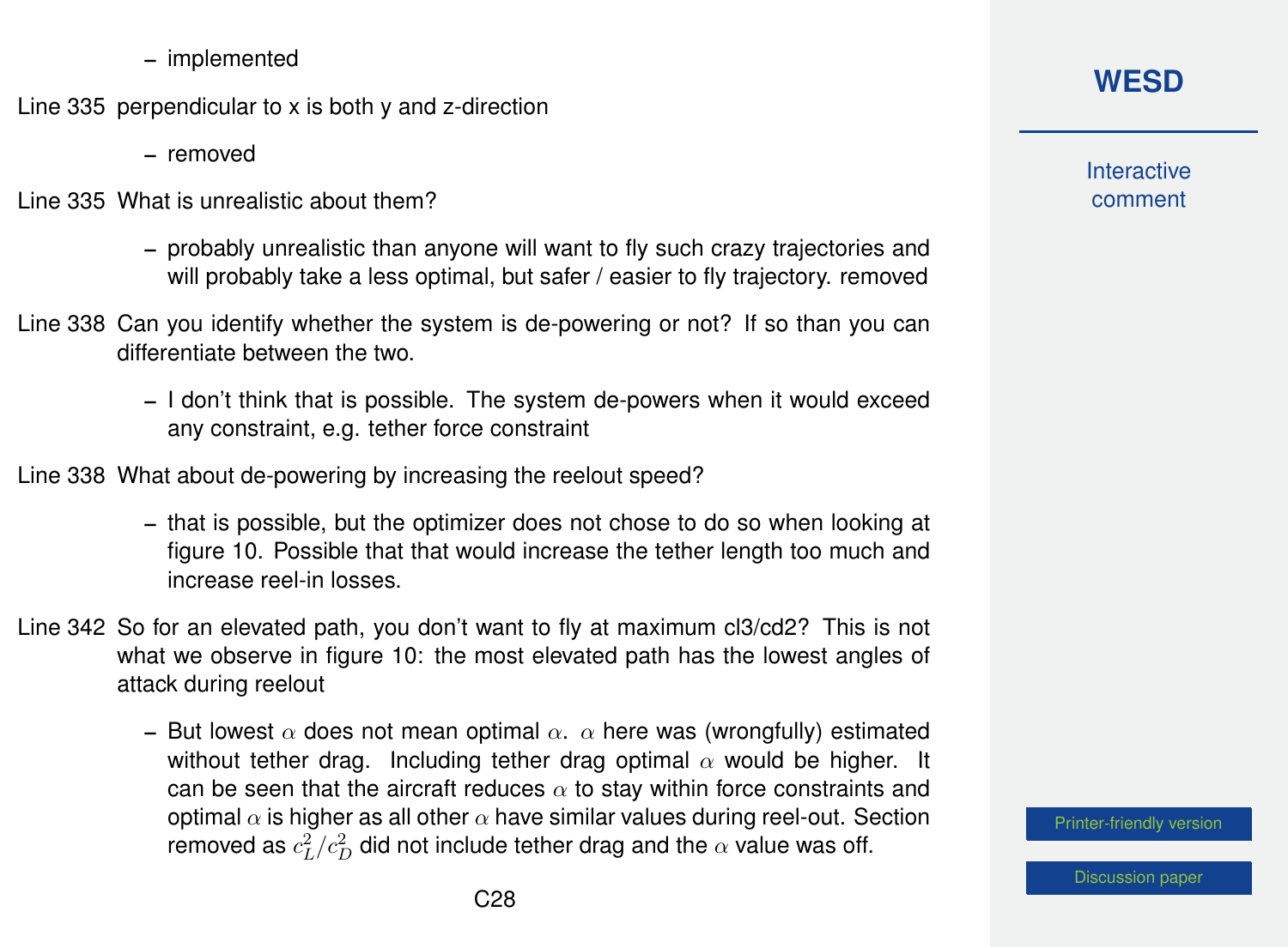– implemented

Line 335 perpendicular to x is both y and z-direction

– removed

Line 335 What is unrealistic about them?

– probably unrealistic than anyone will want to fly such crazy trajectories and will probably take a less optimal, but safer / easier to fly trajectory. removed

Line 338 Can you identify whether the system is de-powering or not? If so than you can differentiate between the two.

– I don't think that is possible. The system de-powers when it would exceed any constraint, e.g. tether force constraint

Line 338 What about de-powering by increasing the reelout speed?

– that is possible, but the optimizer does not chose to do so when looking at figure 10. Possible that that would increase the tether length too much and increase reel-in losses.

Line 342 So for an elevated path, you don't want to fly at maximum cl3/cd2? This is not what we observe in figure 10: the most elevated path has the lowest angles of attack during reelout

– But lowest $\alpha$ does not mean optimal $\alpha$. $\alpha$ here was (wrongfully) estimated without tether drag. Including tether drag optimal $\alpha$ would be higher. It can be seen that the aircraft reduces $\alpha$ to stay within force constraints and optimal $\alpha$ is higher as all other $\alpha$ have similar values during reel-out. Section removed as $c_L^2/c_D^2$ did not include tether drag and the $\alpha$ value was off.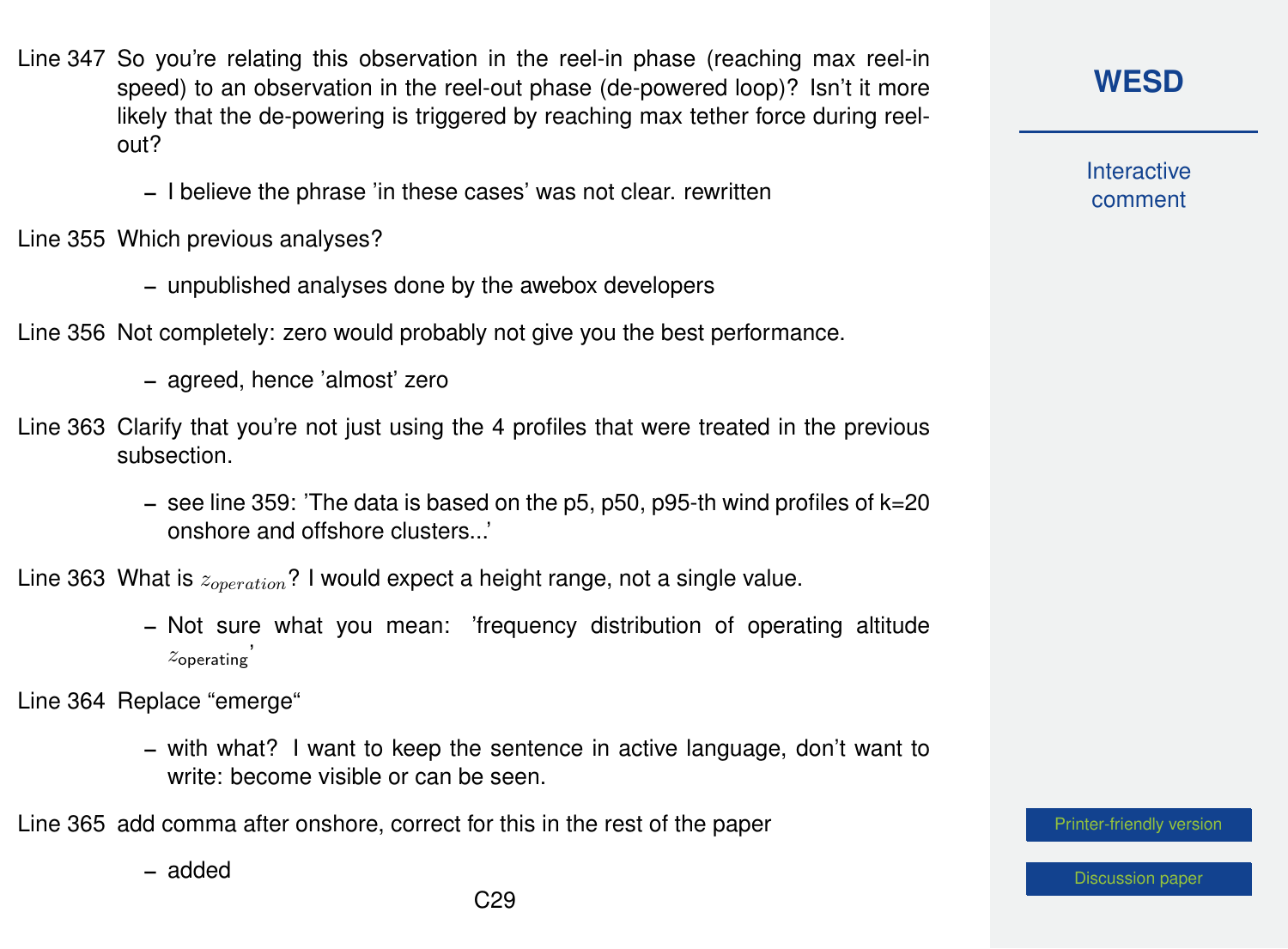Line 347 So you're relating this observation in the reel-in phase (reaching max reel-in speed) to an observation in the reel-out phase (de-powered loop)? Isn't it more likely that the de-powering is triggered by reaching max tether force during reel-out?

- I believe the phrase 'in these cases' was not clear. rewritten

Line 355 Which previous analyses?

- unpublished analyses done by the awebox developers

Line 356 Not completely: zero would probably not give you the best performance.

- agreed, hence 'almost' zero

Line 363 Clarify that you're not just using the 4 profiles that were treated in the previous subsection.

- see line 359: 'The data is based on the p5, p50, p95-th wind profiles of k=20 onshore and offshore clusters...'

Line 363 What is $z_{operation}$? I would expect a height range, not a single value.

- Not sure what you mean: 'frequency distribution of operating altitude $z_{\text{operating}}$'

Line 364 Replace "emerge"

- with what? I want to keep the sentence in active language, don't want to write: become visible or can be seen.

Line 365 add comma after onshore, correct for this in the rest of the paper

- added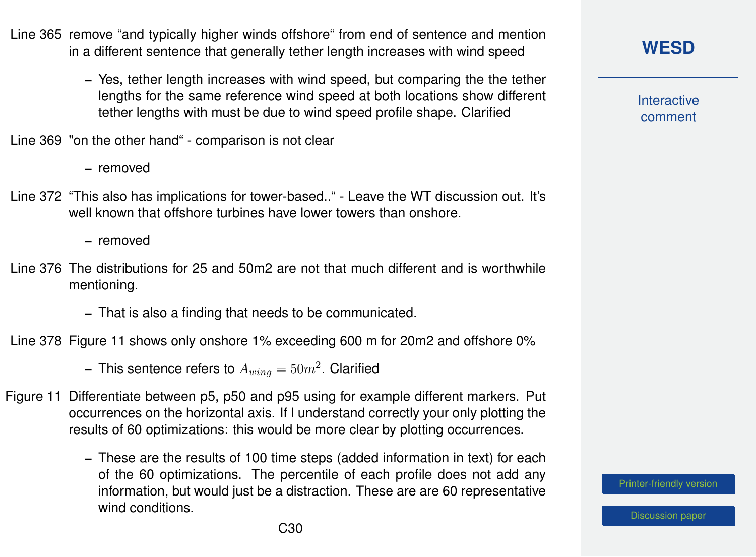Line 365 remove “and typically higher winds offshore“ from end of sentence and mention in a different sentence that generally tether length increases with wind speed

– Yes, tether length increases with wind speed, but comparing the the tether lengths for the same reference wind speed at both locations show different tether lengths with must be due to wind speed profile shape. Clarified

Line 369 "on the other hand“ - comparison is not clear

– removed

Line 372 “This also has implications for tower-based..“ - Leave the WT discussion out. It’s well known that offshore turbines have lower towers than onshore.

– removed

Line 376 The distributions for 25 and 50m2 are not that much different and is worthwhile mentioning.

– That is also a finding that needs to be communicated.

Line 378 Figure 11 shows only onshore 1% exceeding 600 m for 20m2 and offshore 0%

– This sentence refers to $A_{wing} = 50m^2$. Clarified

Figure 11 Differentiate between p5, p50 and p95 using for example different markers. Put occurrences on the horizontal axis. If I understand correctly your only plotting the results of 60 optimizations: this would be more clear by plotting occurrences.

– These are the results of 100 time steps (added information in text) for each of the 60 optimizations. The percentile of each profile does not add any information, but would just be a distraction. These are are 60 representative wind conditions.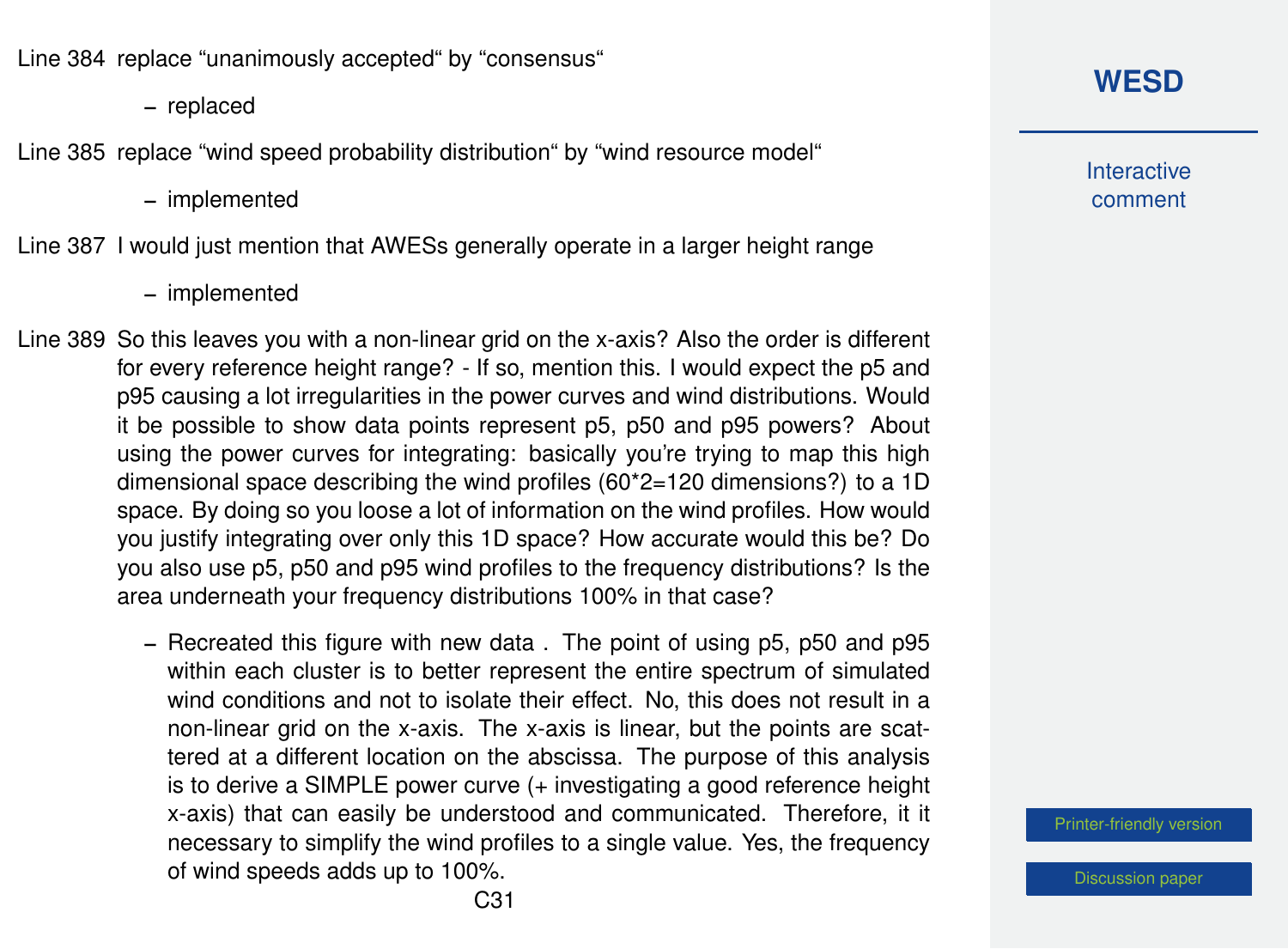Line 384 replace “unanimously accepted“ by “consensus“

- replaced

Line 385 replace “wind speed probability distribution“ by “wind resource model“

- implemented

Line 387 I would just mention that AWESs generally operate in a larger height range

- implemented

Line 389 So this leaves you with a non-linear grid on the x-axis? Also the order is different for every reference height range? - If so, mention this. I would expect the p5 and p95 causing a lot irregularities in the power curves and wind distributions. Would it be possible to show data points represent p5, p50 and p95 powers? About using the power curves for integrating: basically you’re trying to map this high dimensional space describing the wind profiles (60*2=120 dimensions?) to a 1D space. By doing so you loose a lot of information on the wind profiles. How would you justify integrating over only this 1D space? How accurate would this be? Do you also use p5, p50 and p95 wind profiles to the frequency distributions? Is the area underneath your frequency distributions 100% in that case?

- Recreated this figure with new data . The point of using p5, p50 and p95 within each cluster is to better represent the entire spectrum of simulated wind conditions and not to isolate their effect. No, this does not result in a non-linear grid on the x-axis. The x-axis is linear, but the points are scattered at a different location on the abscissa. The purpose of this analysis is to derive a SIMPLE power curve (+ investigating a good reference height x-axis) that can easily be understood and communicated. Therefore, it it necessary to simplify the wind profiles to a single value. Yes, the frequency of wind speeds adds up to 100%.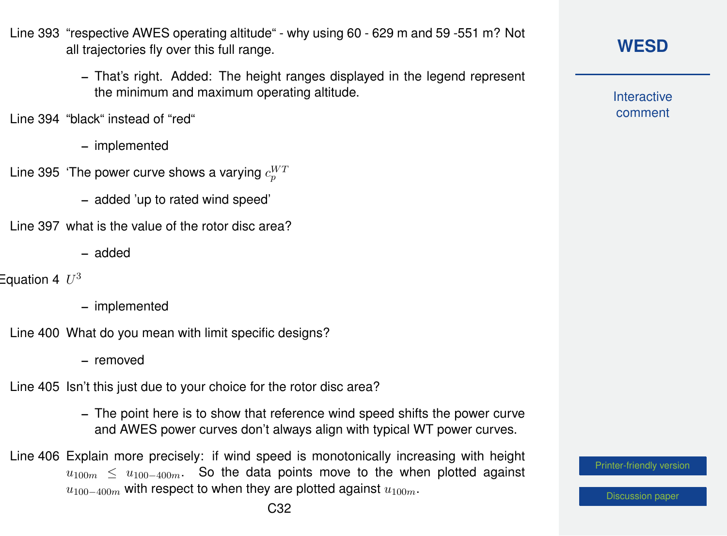Line 393 "respective AWES operating altitude" - why using 60 - 629 m and 59 -551 m? Not all trajectories fly over this full range.

- That's right. Added: The height ranges displayed in the legend represent the minimum and maximum operating altitude.

Line 394 "black" instead of "red"

- implemented

Line 395 'The power curve shows a varying $c_p^{WT}$

- added 'up to rated wind speed'

Line 397 what is the value of the rotor disc area?

- added

Equation 4 $U^3$

- implemented

Line 400 What do you mean with limit specific designs?

- removed

Line 405 Isn't this just due to your choice for the rotor disc area?

- The point here is to show that reference wind speed shifts the power curve and AWES power curves don't always align with typical WT power curves.

Line 406 Explain more precisely: if wind speed is monotonically increasing with height $u_{100m} \leq u_{100-400m}$. So the data points move to the when plotted against $u_{100-400m}$ with respect to when they are plotted against $u_{100m}$.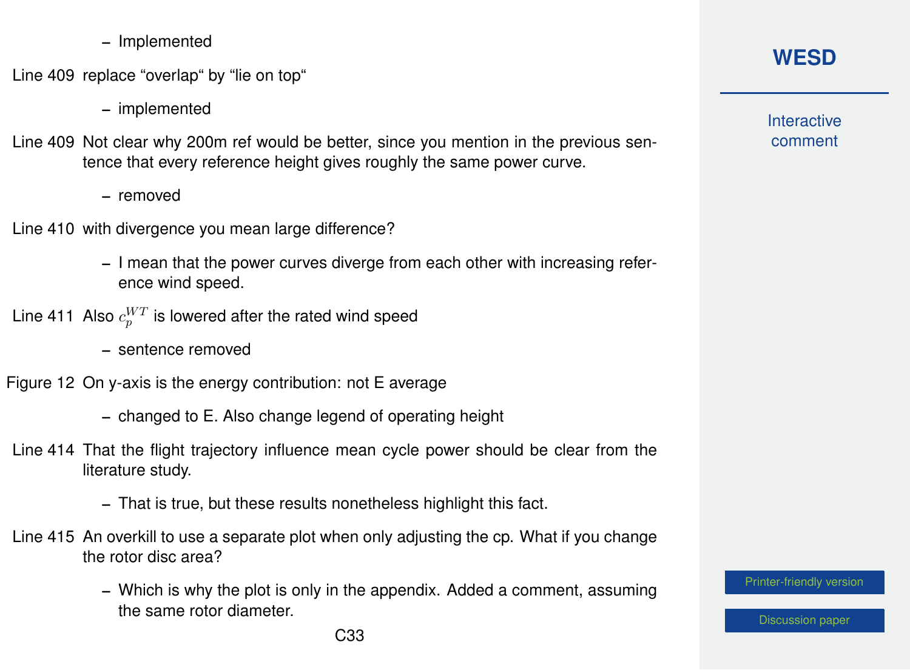- Implemented

Line 409 replace “overlap“ by “lie on top“

- implemented

Line 409 Not clear why 200m ref would be better, since you mention in the previous sentence that every reference height gives roughly the same power curve.

- removed

Line 410 with divergence you mean large difference?

- I mean that the power curves diverge from each other with increasing reference wind speed.

Line 411 Also $c_p^{WT}$ is lowered after the rated wind speed

- sentence removed

Figure 12 On y-axis is the energy contribution: not E average

- changed to E. Also change legend of operating height

Line 414 That the flight trajectory influence mean cycle power should be clear from the literature study.

- That is true, but these results nonetheless highlight this fact.

Line 415 An overkill to use a separate plot when only adjusting the cp. What if you change the rotor disc area?

- Which is why the plot is only in the appendix. Added a comment, assuming the same rotor diameter.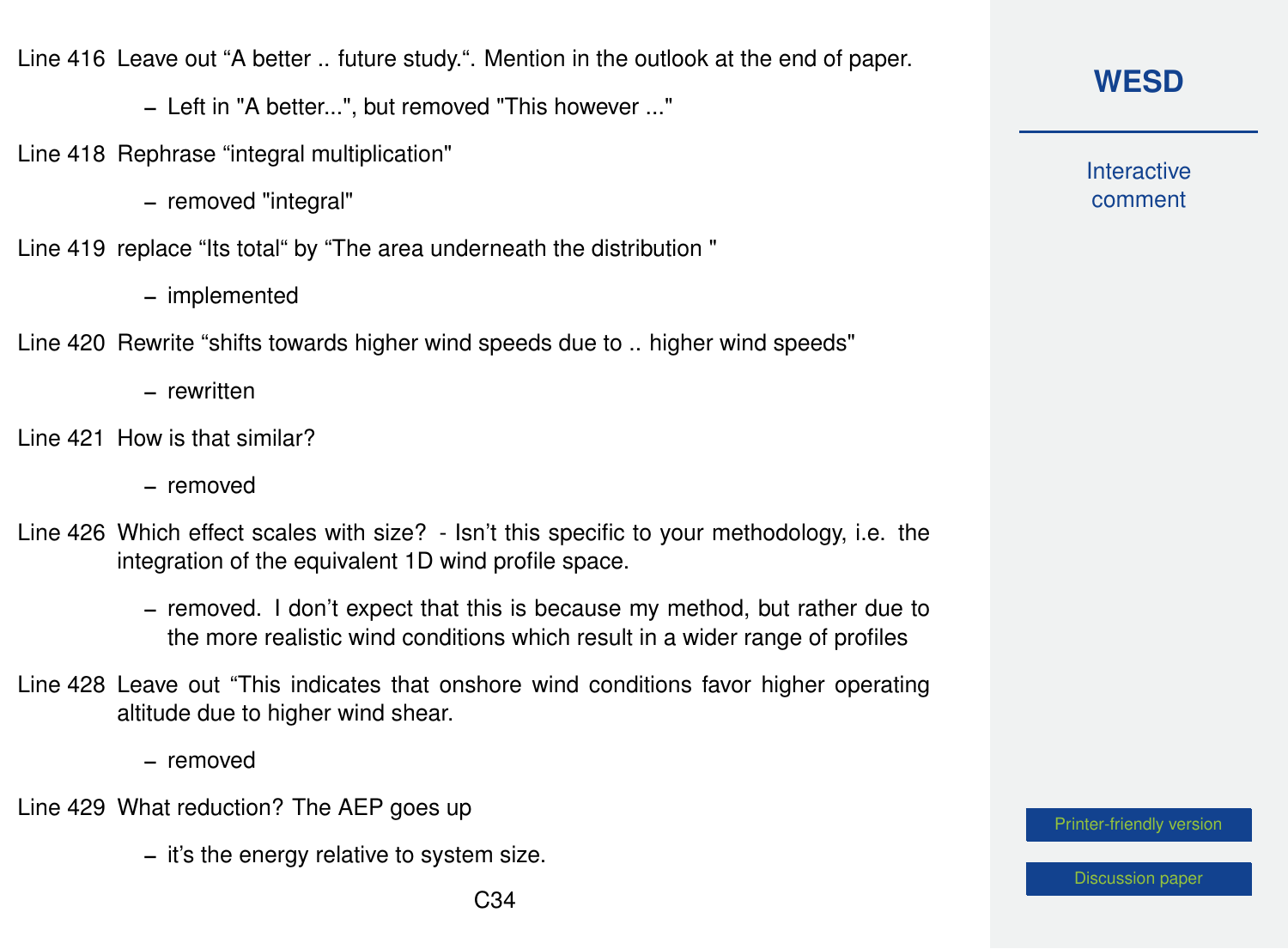Line 416 Leave out “A better .. future study.“. Mention in the outlook at the end of paper.

- Left in "A better...", but removed "This however ..."

Line 418 Rephrase “integral multiplication"

- removed "integral"

Line 419 replace “Its total“ by “The area underneath the distribution "

- implemented

Line 420 Rewrite “shifts towards higher wind speeds due to .. higher wind speeds"

- rewritten

Line 421 How is that similar?

- removed

Line 426 Which effect scales with size? - Isn’t this specific to your methodology, i.e. the integration of the equivalent 1D wind profile space.

- removed. I don’t expect that this is because my method, but rather due to the more realistic wind conditions which result in a wider range of profiles

Line 428 Leave out “This indicates that onshore wind conditions favor higher operating altitude due to higher wind shear.

- removed

Line 429 What reduction? The AEP goes up

- it’s the energy relative to system size.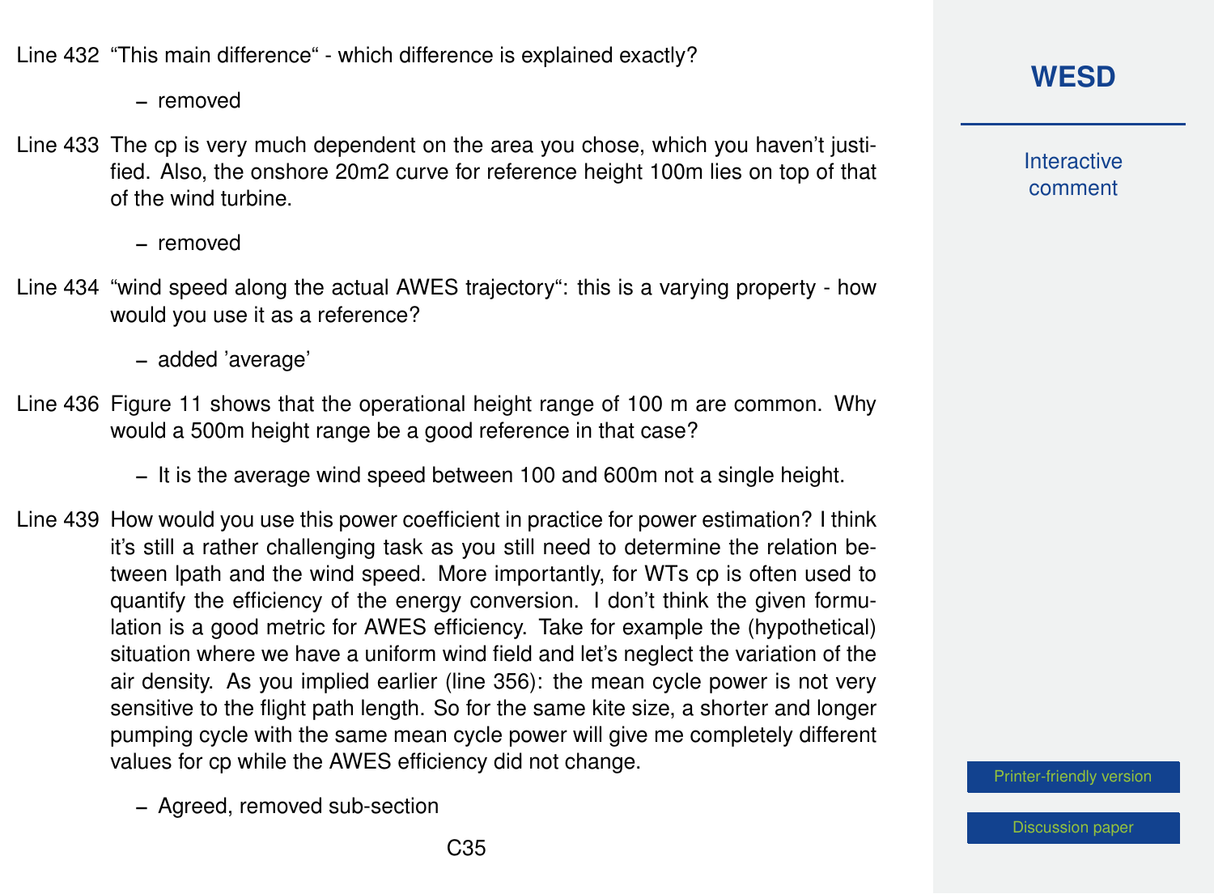Line 432 “This main difference“ - which difference is explained exactly?

- removed

Line 433 The cp is very much dependent on the area you chose, which you haven’t justified. Also, the onshore 20m2 curve for reference height 100m lies on top of that of the wind turbine.

- removed

Line 434 “wind speed along the actual AWES trajectory“: this is a varying property - how would you use it as a reference?

- added ’average’

Line 436 Figure 11 shows that the operational height range of 100 m are common. Why would a 500m height range be a good reference in that case?

- It is the average wind speed between 100 and 600m not a single height.

Line 439 How would you use this power coefficient in practice for power estimation? I think it’s still a rather challenging task as you still need to determine the relation between lpath and the wind speed. More importantly, for WTs cp is often used to quantify the efficiency of the energy conversion. I don’t think the given formulation is a good metric for AWES efficiency. Take for example the (hypothetical) situation where we have a uniform wind field and let’s neglect the variation of the air density. As you implied earlier (line 356): the mean cycle power is not very sensitive to the flight path length. So for the same kite size, a shorter and longer pumping cycle with the same mean cycle power will give me completely different values for cp while the AWES efficiency did not change.

- Agreed, removed sub-section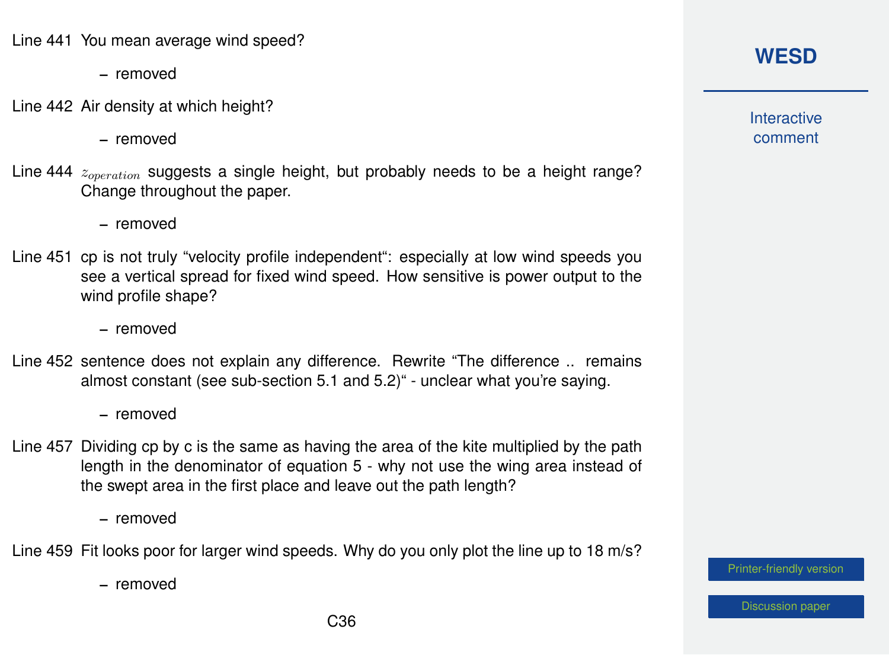Line 441 You mean average wind speed?

- removed

Line 442 Air density at which height?

- removed

Line 444 $z_{operation}$ suggests a single height, but probably needs to be a height range? Change throughout the paper.

- removed

Line 451 cp is not truly "velocity profile independent": especially at low wind speeds you see a vertical spread for fixed wind speed. How sensitive is power output to the wind profile shape?

- removed

Line 452 sentence does not explain any difference. Rewrite "The difference .. remains almost constant (see sub-section 5.1 and 5.2)" - unclear what you're saying.

- removed

Line 457 Dividing cp by c is the same as having the area of the kite multiplied by the path length in the denominator of equation 5 - why not use the wing area instead of the swept area in the first place and leave out the path length?

- removed

Line 459 Fit looks poor for larger wind speeds. Why do you only plot the line up to 18 m/s?

- removed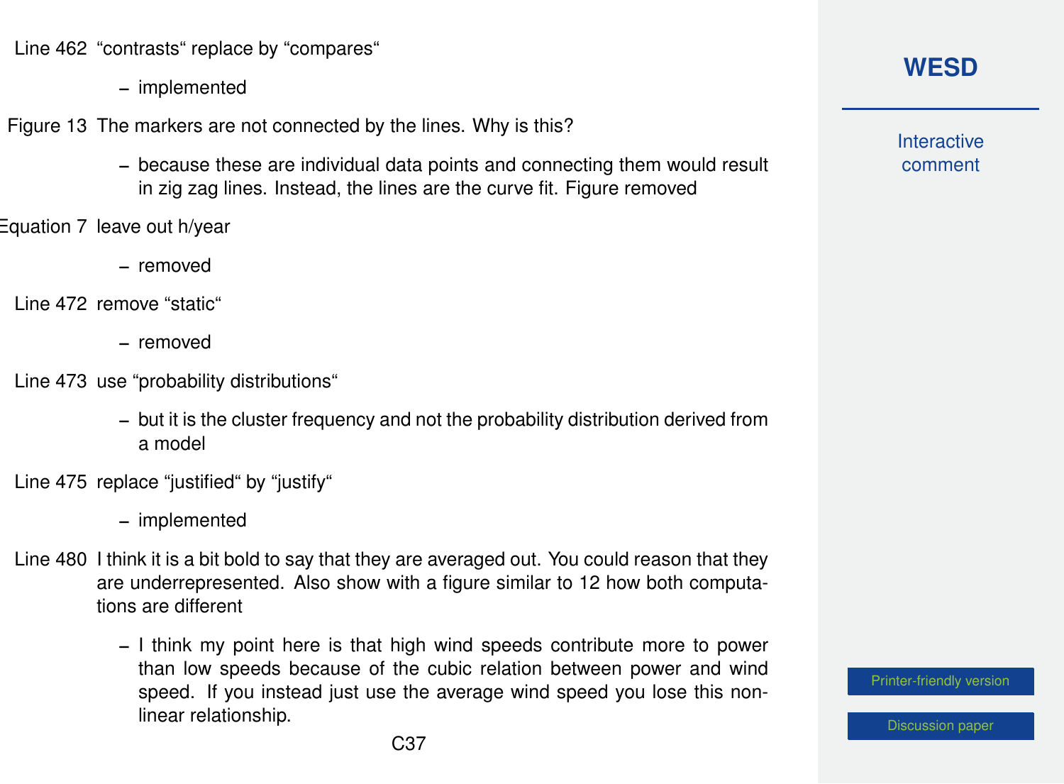Line 462 “contrasts“ replace by “compares“

- implemented

Figure 13 The markers are not connected by the lines. Why is this?

- because these are individual data points and connecting them would result in zig zag lines. Instead, the lines are the curve fit. Figure removed

Equation 7 leave out h/year

- removed

Line 472 remove “static“

- removed

Line 473 use “probability distributions“

- but it is the cluster frequency and not the probability distribution derived from a model

Line 475 replace “justified“ by “justify“

- implemented

Line 480 I think it is a bit bold to say that they are averaged out. You could reason that they are underrepresented. Also show with a figure similar to 12 how both computations are different

- I think my point here is that high wind speeds contribute more to power than low speeds because of the cubic relation between power and wind speed. If you instead just use the average wind speed you lose this non-linear relationship.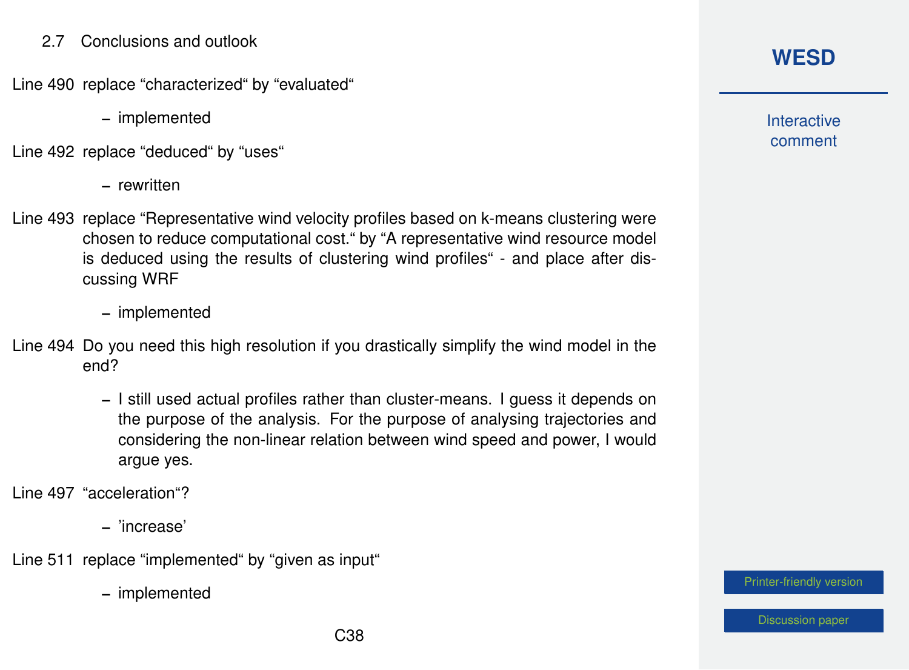### 2.7 Conclusions and outlook

Line 490 replace “characterized“ by “evaluated“

- implemented

Line 492 replace “deduced“ by “uses“

- rewritten

Line 493 replace “Representative wind velocity profiles based on k-means clustering were chosen to reduce computational cost.“ by “A representative wind resource model is deduced using the results of clustering wind profiles“ - and place after discussing WRF

- implemented

Line 494 Do you need this high resolution if you drastically simplify the wind model in the end?

- I still used actual profiles rather than cluster-means. I guess it depends on the purpose of the analysis. For the purpose of analysing trajectories and considering the non-linear relation between wind speed and power, I would argue yes.

Line 497 “acceleration“?

- 'increase'

Line 511 replace “implemented“ by “given as input“

- implemented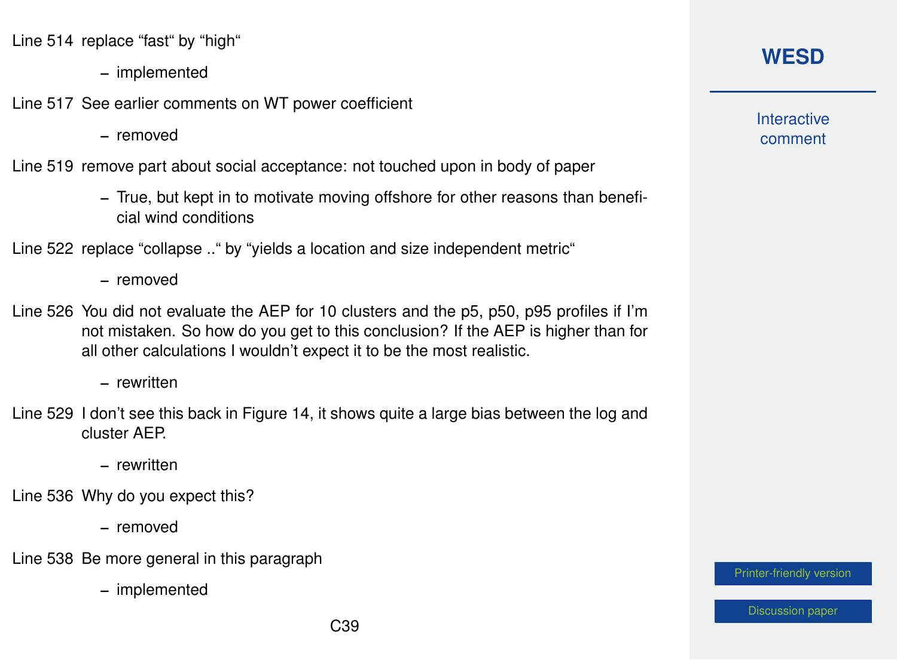Line 514 replace “fast“ by “high“

- implemented

Line 517 See earlier comments on WT power coefficient

- removed

Line 519 remove part about social acceptance: not touched upon in body of paper

- True, but kept in to motivate moving offshore for other reasons than beneficial wind conditions

Line 522 replace “collapse ..“ by “yields a location and size independent metric“

- removed

Line 526 You did not evaluate the AEP for 10 clusters and the p5, p50, p95 profiles if I’m not mistaken. So how do you get to this conclusion? If the AEP is higher than for all other calculations I wouldn’t expect it to be the most realistic.

- rewritten

Line 529 I don’t see this back in Figure 14, it shows quite a large bias between the log and cluster AEP.

- rewritten

Line 536 Why do you expect this?

- removed

Line 538 Be more general in this paragraph

- implemented